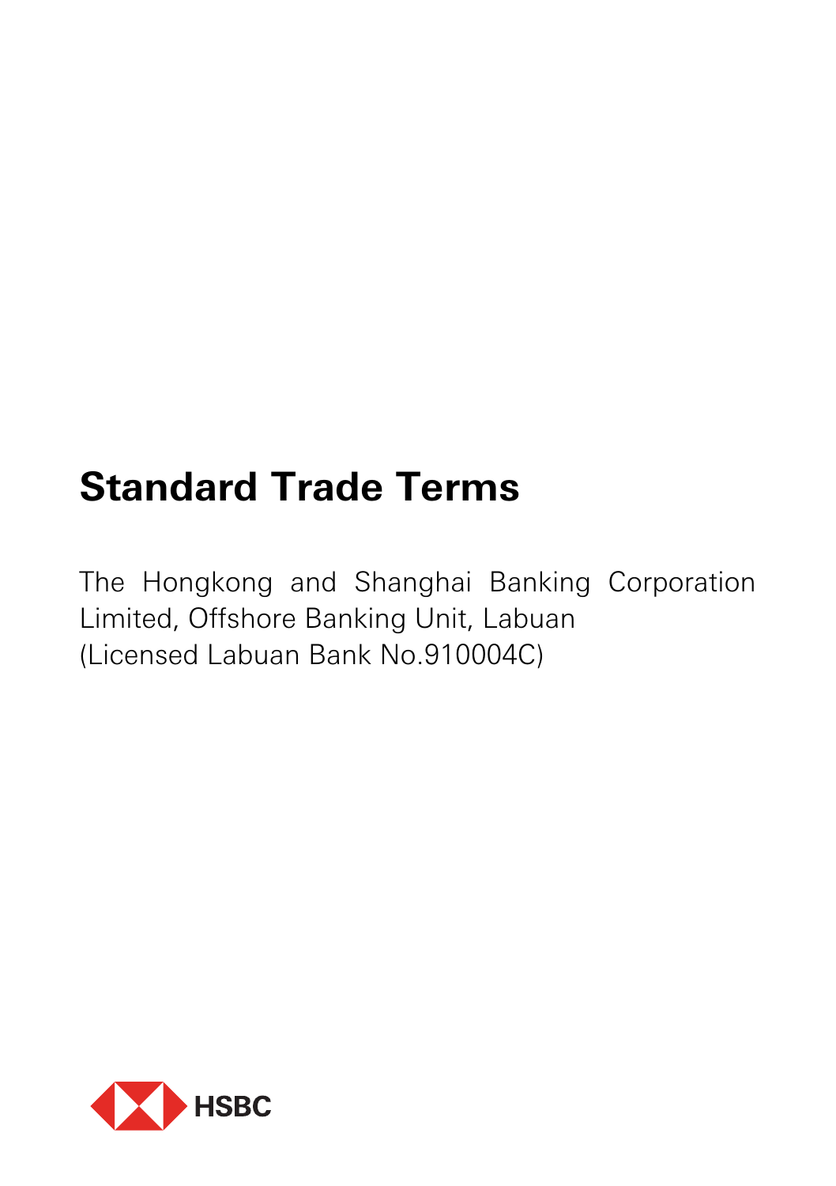# Standard Trade Terms

The Hongkong and Shanghai Banking Corporation Limited, Offshore Banking Unit, Labuan
(Licensed Labuan Bank No.910004C)

HSBC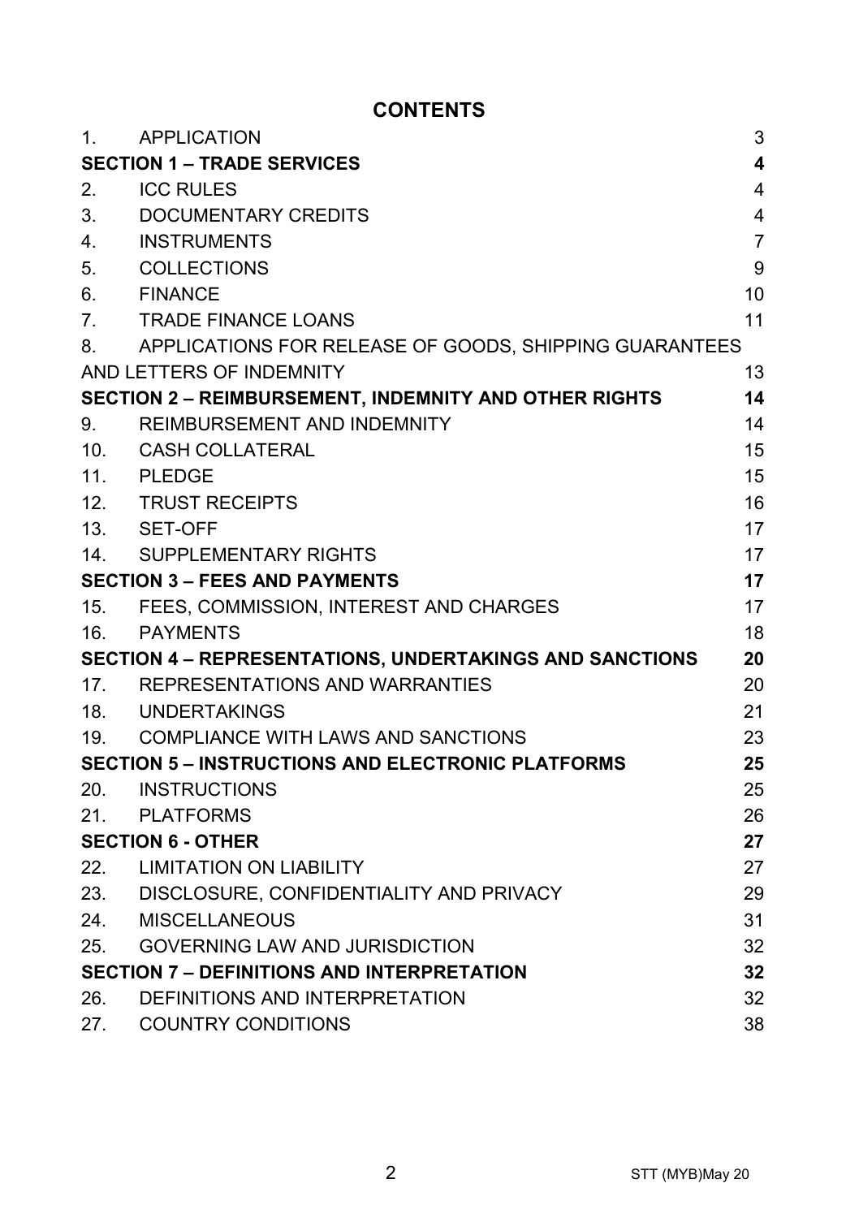# CONTENTS

| | | |
|---|---|---|
| 1. | APPLICATION | 3 |
| **SECTION 1 – TRADE SERVICES** | | **4** |
| 2. | ICC RULES | 4 |
| 3. | DOCUMENTARY CREDITS | 4 |
| 4. | INSTRUMENTS | 7 |
| 5. | COLLECTIONS | 9 |
| 6. | FINANCE | 10 |
| 7. | TRADE FINANCE LOANS | 11 |
| 8. | APPLICATIONS FOR RELEASE OF GOODS, SHIPPING GUARANTEES AND LETTERS OF INDEMNITY | 13 |
| **SECTION 2 – REIMBURSEMENT, INDEMNITY AND OTHER RIGHTS** | | **14** |
| 9. | REIMBURSEMENT AND INDEMNITY | 14 |
| 10. | CASH COLLATERAL | 15 |
| 11. | PLEDGE | 15 |
| 12. | TRUST RECEIPTS | 16 |
| 13. | SET-OFF | 17 |
| 14. | SUPPLEMENTARY RIGHTS | 17 |
| **SECTION 3 – FEES AND PAYMENTS** | | **17** |
| 15. | FEES, COMMISSION, INTEREST AND CHARGES | 17 |
| 16. | PAYMENTS | 18 |
| **SECTION 4 – REPRESENTATIONS, UNDERTAKINGS AND SANCTIONS** | | **20** |
| 17. | REPRESENTATIONS AND WARRANTIES | 20 |
| 18. | UNDERTAKINGS | 21 |
| 19. | COMPLIANCE WITH LAWS AND SANCTIONS | 23 |
| **SECTION 5 – INSTRUCTIONS AND ELECTRONIC PLATFORMS** | | **25** |
| 20. | INSTRUCTIONS | 25 |
| 21. | PLATFORMS | 26 |
| **SECTION 6 - OTHER** | | **27** |
| 22. | LIMITATION ON LIABILITY | 27 |
| 23. | DISCLOSURE, CONFIDENTIALITY AND PRIVACY | 29 |
| 24. | MISCELLANEOUS | 31 |
| 25. | GOVERNING LAW AND JURISDICTION | 32 |
| **SECTION 7 – DEFINITIONS AND INTERPRETATION** | | **32** |
| 26. | DEFINITIONS AND INTERPRETATION | 32 |
| 27. | COUNTRY CONDITIONS | 38 |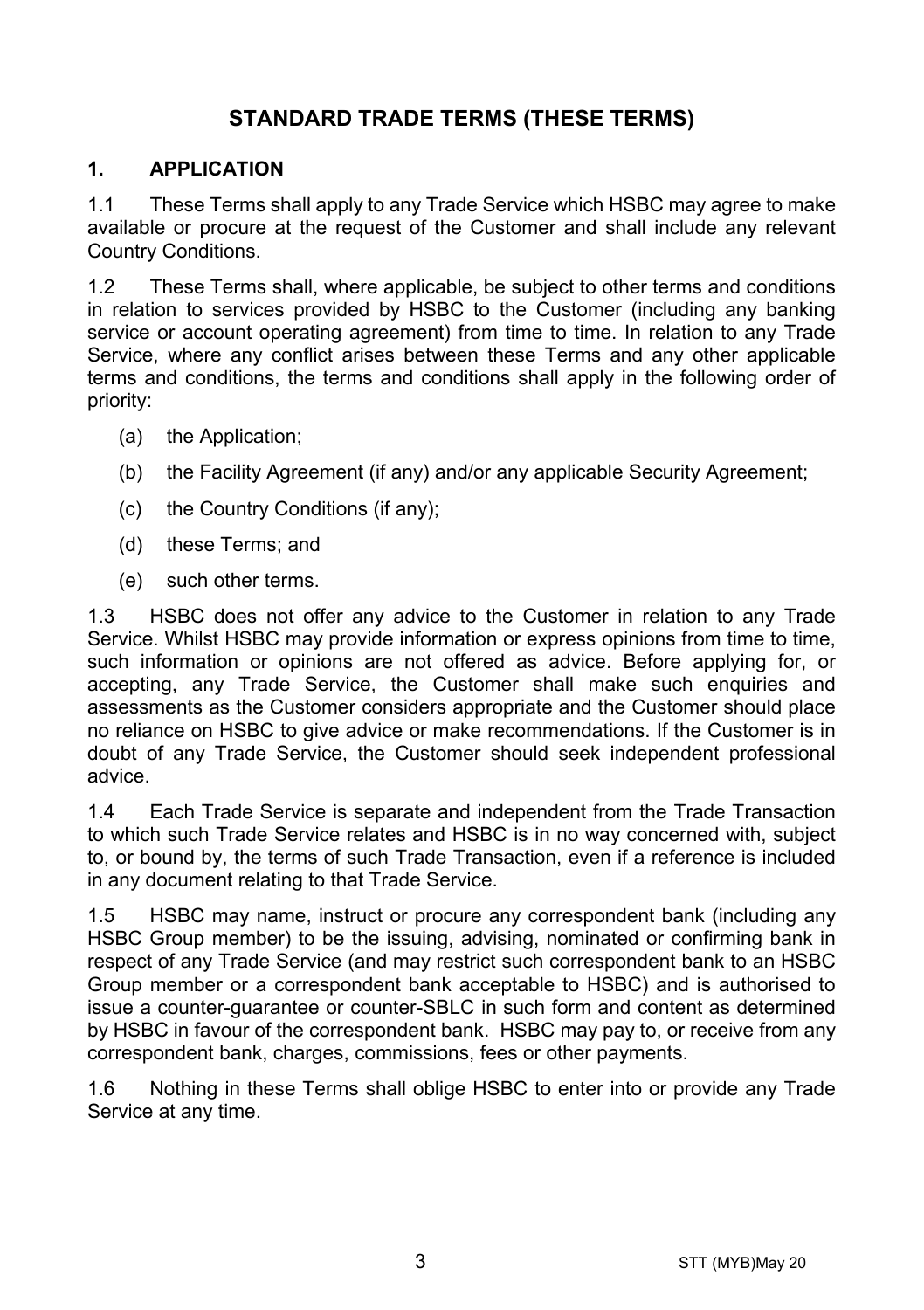# STANDARD TRADE TERMS (THESE TERMS)

## 1. APPLICATION

1.1 These Terms shall apply to any Trade Service which HSBC may agree to make available or procure at the request of the Customer and shall include any relevant Country Conditions.

1.2 These Terms shall, where applicable, be subject to other terms and conditions in relation to services provided by HSBC to the Customer (including any banking service or account operating agreement) from time to time. In relation to any Trade Service, where any conflict arises between these Terms and any other applicable terms and conditions, the terms and conditions shall apply in the following order of priority:

(a) the Application;

(b) the Facility Agreement (if any) and/or any applicable Security Agreement;

(c) the Country Conditions (if any);

(d) these Terms; and

(e) such other terms.

1.3 HSBC does not offer any advice to the Customer in relation to any Trade Service. Whilst HSBC may provide information or express opinions from time to time, such information or opinions are not offered as advice. Before applying for, or accepting, any Trade Service, the Customer shall make such enquiries and assessments as the Customer considers appropriate and the Customer should place no reliance on HSBC to give advice or make recommendations. If the Customer is in doubt of any Trade Service, the Customer should seek independent professional advice.

1.4 Each Trade Service is separate and independent from the Trade Transaction to which such Trade Service relates and HSBC is in no way concerned with, subject to, or bound by, the terms of such Trade Transaction, even if a reference is included in any document relating to that Trade Service.

1.5 HSBC may name, instruct or procure any correspondent bank (including any HSBC Group member) to be the issuing, advising, nominated or confirming bank in respect of any Trade Service (and may restrict such correspondent bank to an HSBC Group member or a correspondent bank acceptable to HSBC) and is authorised to issue a counter-guarantee or counter-SBLC in such form and content as determined by HSBC in favour of the correspondent bank. HSBC may pay to, or receive from any correspondent bank, charges, commissions, fees or other payments.

1.6 Nothing in these Terms shall oblige HSBC to enter into or provide any Trade Service at any time.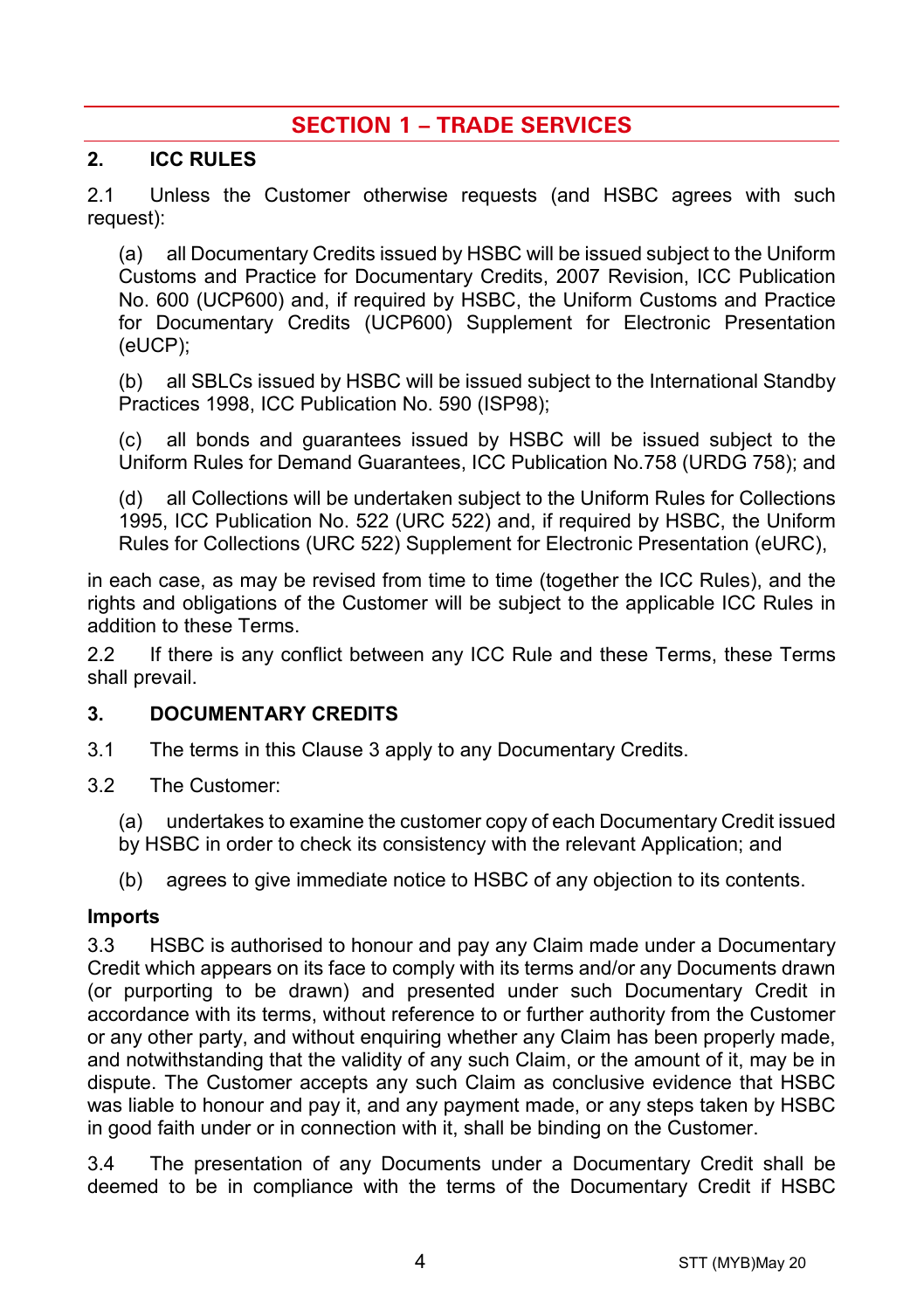# SECTION 1 – TRADE SERVICES

## 2. ICC RULES

2.1 Unless the Customer otherwise requests (and HSBC agrees with such request):

(a) all Documentary Credits issued by HSBC will be issued subject to the Uniform Customs and Practice for Documentary Credits, 2007 Revision, ICC Publication No. 600 (UCP600) and, if required by HSBC, the Uniform Customs and Practice for Documentary Credits (UCP600) Supplement for Electronic Presentation (eUCP);

(b) all SBLCs issued by HSBC will be issued subject to the International Standby Practices 1998, ICC Publication No. 590 (ISP98);

(c) all bonds and guarantees issued by HSBC will be issued subject to the Uniform Rules for Demand Guarantees, ICC Publication No.758 (URDG 758); and

(d) all Collections will be undertaken subject to the Uniform Rules for Collections 1995, ICC Publication No. 522 (URC 522) and, if required by HSBC, the Uniform Rules for Collections (URC 522) Supplement for Electronic Presentation (eURC),

in each case, as may be revised from time to time (together the ICC Rules), and the rights and obligations of the Customer will be subject to the applicable ICC Rules in addition to these Terms.

2.2 If there is any conflict between any ICC Rule and these Terms, these Terms shall prevail.

## 3. DOCUMENTARY CREDITS

3.1 The terms in this Clause 3 apply to any Documentary Credits.

3.2 The Customer:

(a) undertakes to examine the customer copy of each Documentary Credit issued by HSBC in order to check its consistency with the relevant Application; and

(b) agrees to give immediate notice to HSBC of any objection to its contents.

**Imports**

3.3 HSBC is authorised to honour and pay any Claim made under a Documentary Credit which appears on its face to comply with its terms and/or any Documents drawn (or purporting to be drawn) and presented under such Documentary Credit in accordance with its terms, without reference to or further authority from the Customer or any other party, and without enquiring whether any Claim has been properly made, and notwithstanding that the validity of any such Claim, or the amount of it, may be in dispute. The Customer accepts any such Claim as conclusive evidence that HSBC was liable to honour and pay it, and any payment made, or any steps taken by HSBC in good faith under or in connection with it, shall be binding on the Customer.

3.4 The presentation of any Documents under a Documentary Credit shall be deemed to be in compliance with the terms of the Documentary Credit if HSBC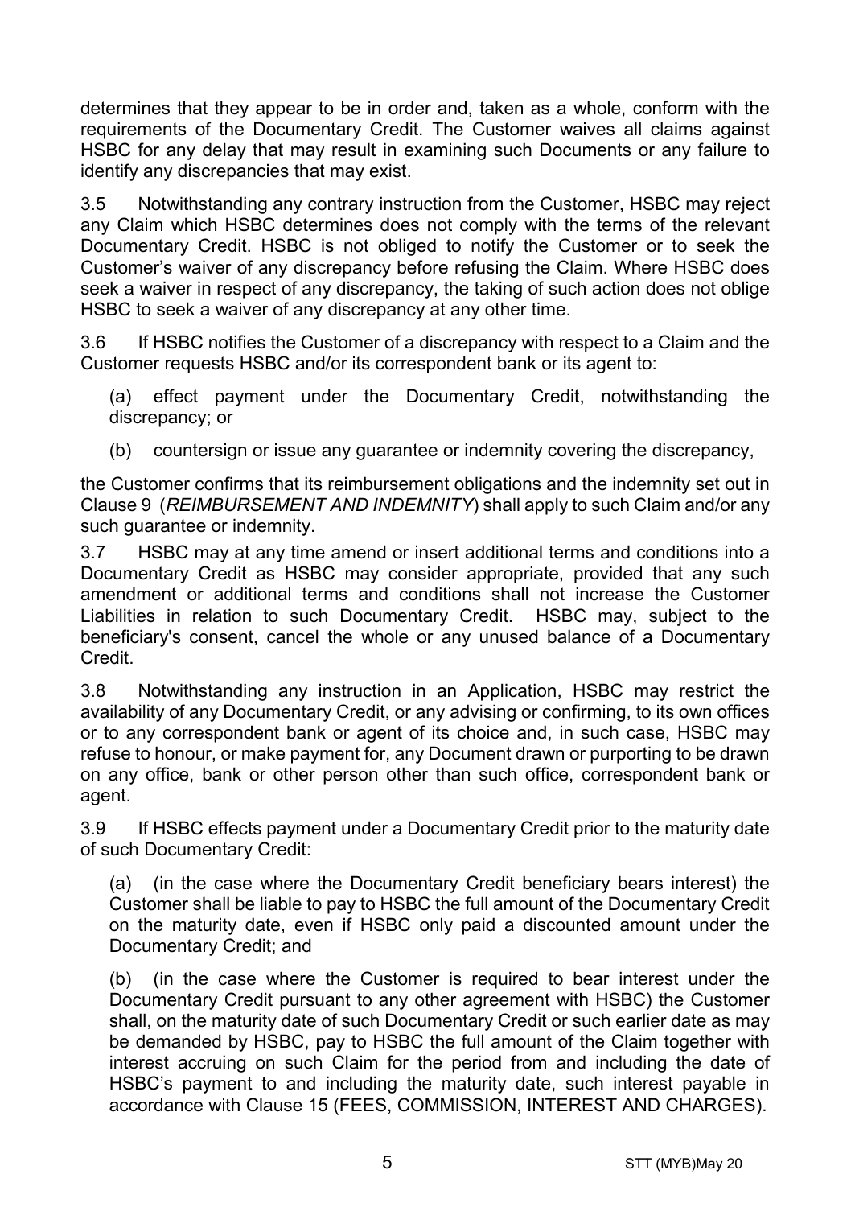determines that they appear to be in order and, taken as a whole, conform with the requirements of the Documentary Credit. The Customer waives all claims against HSBC for any delay that may result in examining such Documents or any failure to identify any discrepancies that may exist.

3.5 Notwithstanding any contrary instruction from the Customer, HSBC may reject any Claim which HSBC determines does not comply with the terms of the relevant Documentary Credit. HSBC is not obliged to notify the Customer or to seek the Customer's waiver of any discrepancy before refusing the Claim. Where HSBC does seek a waiver in respect of any discrepancy, the taking of such action does not oblige HSBC to seek a waiver of any discrepancy at any other time.

3.6 If HSBC notifies the Customer of a discrepancy with respect to a Claim and the Customer requests HSBC and/or its correspondent bank or its agent to:

(a) effect payment under the Documentary Credit, notwithstanding the discrepancy; or

(b) countersign or issue any guarantee or indemnity covering the discrepancy,

the Customer confirms that its reimbursement obligations and the indemnity set out in Clause 9 (*REIMBURSEMENT AND INDEMNITY*) shall apply to such Claim and/or any such guarantee or indemnity.

3.7 HSBC may at any time amend or insert additional terms and conditions into a Documentary Credit as HSBC may consider appropriate, provided that any such amendment or additional terms and conditions shall not increase the Customer Liabilities in relation to such Documentary Credit. HSBC may, subject to the beneficiary's consent, cancel the whole or any unused balance of a Documentary Credit.

3.8 Notwithstanding any instruction in an Application, HSBC may restrict the availability of any Documentary Credit, or any advising or confirming, to its own offices or to any correspondent bank or agent of its choice and, in such case, HSBC may refuse to honour, or make payment for, any Document drawn or purporting to be drawn on any office, bank or other person other than such office, correspondent bank or agent.

3.9 If HSBC effects payment under a Documentary Credit prior to the maturity date of such Documentary Credit:

(a) (in the case where the Documentary Credit beneficiary bears interest) the Customer shall be liable to pay to HSBC the full amount of the Documentary Credit on the maturity date, even if HSBC only paid a discounted amount under the Documentary Credit; and

(b) (in the case where the Customer is required to bear interest under the Documentary Credit pursuant to any other agreement with HSBC) the Customer shall, on the maturity date of such Documentary Credit or such earlier date as may be demanded by HSBC, pay to HSBC the full amount of the Claim together with interest accruing on such Claim for the period from and including the date of HSBC's payment to and including the maturity date, such interest payable in accordance with Clause 15 (FEES, COMMISSION, INTEREST AND CHARGES).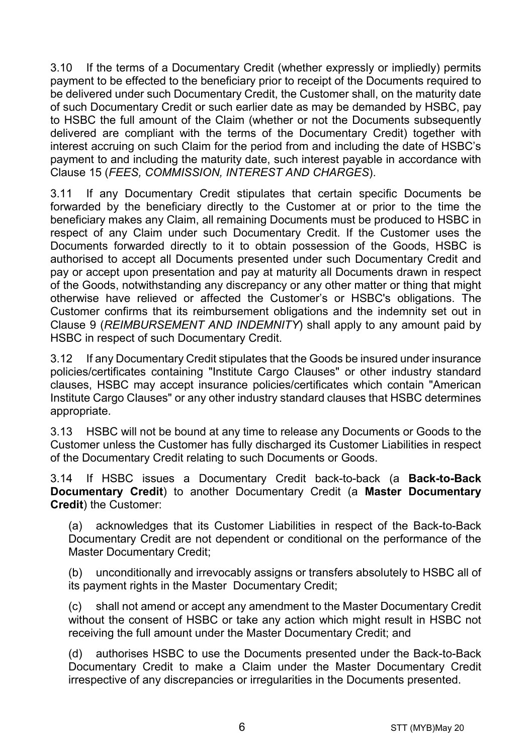3.10 If the terms of a Documentary Credit (whether expressly or impliedly) permits payment to be effected to the beneficiary prior to receipt of the Documents required to be delivered under such Documentary Credit, the Customer shall, on the maturity date of such Documentary Credit or such earlier date as may be demanded by HSBC, pay to HSBC the full amount of the Claim (whether or not the Documents subsequently delivered are compliant with the terms of the Documentary Credit) together with interest accruing on such Claim for the period from and including the date of HSBC's payment to and including the maturity date, such interest payable in accordance with Clause 15 (*FEES, COMMISSION, INTEREST AND CHARGES*).

3.11 If any Documentary Credit stipulates that certain specific Documents be forwarded by the beneficiary directly to the Customer at or prior to the time the beneficiary makes any Claim, all remaining Documents must be produced to HSBC in respect of any Claim under such Documentary Credit. If the Customer uses the Documents forwarded directly to it to obtain possession of the Goods, HSBC is authorised to accept all Documents presented under such Documentary Credit and pay or accept upon presentation and pay at maturity all Documents drawn in respect of the Goods, notwithstanding any discrepancy or any other matter or thing that might otherwise have relieved or affected the Customer's or HSBC's obligations. The Customer confirms that its reimbursement obligations and the indemnity set out in Clause 9 (*REIMBURSEMENT AND INDEMNITY*) shall apply to any amount paid by HSBC in respect of such Documentary Credit.

3.12 If any Documentary Credit stipulates that the Goods be insured under insurance policies/certificates containing "Institute Cargo Clauses" or other industry standard clauses, HSBC may accept insurance policies/certificates which contain "American Institute Cargo Clauses" or any other industry standard clauses that HSBC determines appropriate.

3.13 HSBC will not be bound at any time to release any Documents or Goods to the Customer unless the Customer has fully discharged its Customer Liabilities in respect of the Documentary Credit relating to such Documents or Goods.

3.14 If HSBC issues a Documentary Credit back-to-back (a **Back-to-Back Documentary Credit**) to another Documentary Credit (a **Master Documentary Credit**) the Customer:

(a) acknowledges that its Customer Liabilities in respect of the Back-to-Back Documentary Credit are not dependent or conditional on the performance of the Master Documentary Credit;

(b) unconditionally and irrevocably assigns or transfers absolutely to HSBC all of its payment rights in the Master Documentary Credit;

(c) shall not amend or accept any amendment to the Master Documentary Credit without the consent of HSBC or take any action which might result in HSBC not receiving the full amount under the Master Documentary Credit; and

(d) authorises HSBC to use the Documents presented under the Back-to-Back Documentary Credit to make a Claim under the Master Documentary Credit irrespective of any discrepancies or irregularities in the Documents presented.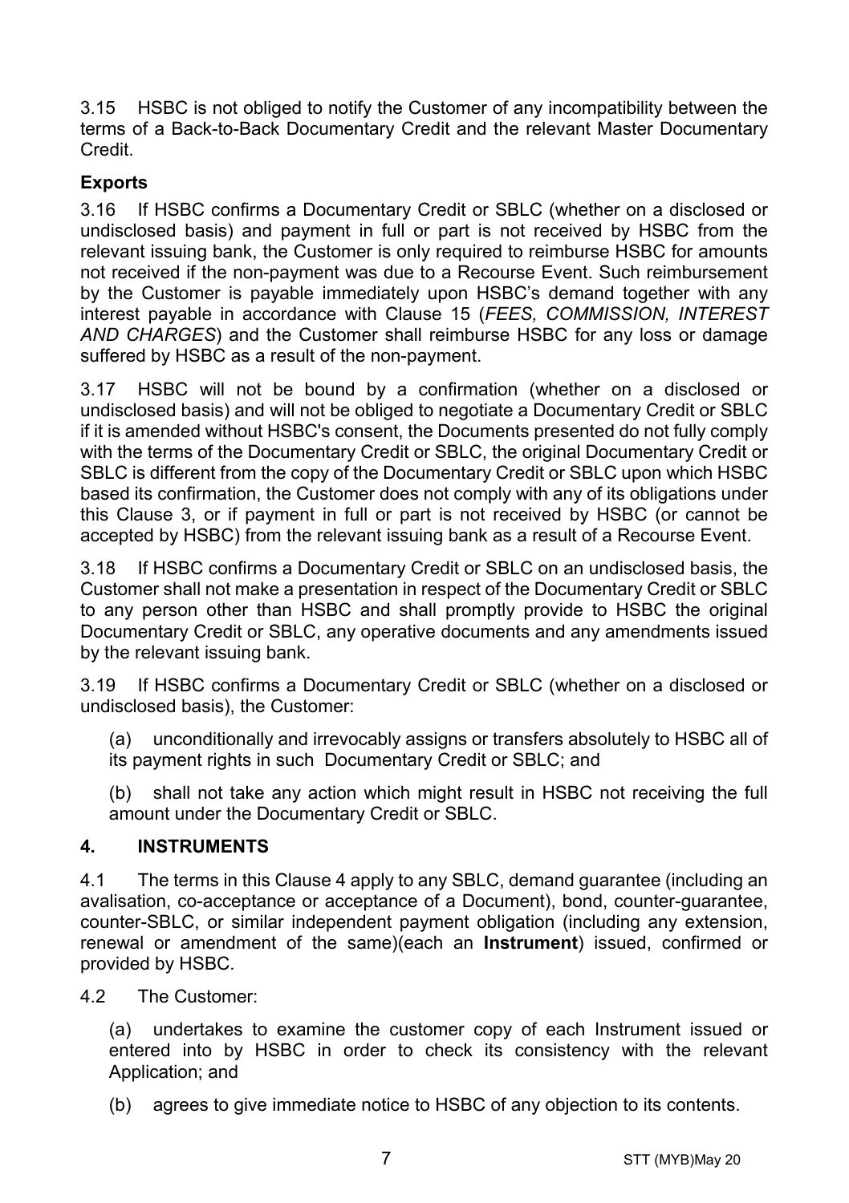3.15 HSBC is not obliged to notify the Customer of any incompatibility between the terms of a Back-to-Back Documentary Credit and the relevant Master Documentary Credit.

**Exports**

3.16 If HSBC confirms a Documentary Credit or SBLC (whether on a disclosed or undisclosed basis) and payment in full or part is not received by HSBC from the relevant issuing bank, the Customer is only required to reimburse HSBC for amounts not received if the non-payment was due to a Recourse Event. Such reimbursement by the Customer is payable immediately upon HSBC's demand together with any interest payable in accordance with Clause 15 (*FEES, COMMISSION, INTEREST AND CHARGES*) and the Customer shall reimburse HSBC for any loss or damage suffered by HSBC as a result of the non-payment.

3.17 HSBC will not be bound by a confirmation (whether on a disclosed or undisclosed basis) and will not be obliged to negotiate a Documentary Credit or SBLC if it is amended without HSBC's consent, the Documents presented do not fully comply with the terms of the Documentary Credit or SBLC, the original Documentary Credit or SBLC is different from the copy of the Documentary Credit or SBLC upon which HSBC based its confirmation, the Customer does not comply with any of its obligations under this Clause 3, or if payment in full or part is not received by HSBC (or cannot be accepted by HSBC) from the relevant issuing bank as a result of a Recourse Event.

3.18 If HSBC confirms a Documentary Credit or SBLC on an undisclosed basis, the Customer shall not make a presentation in respect of the Documentary Credit or SBLC to any person other than HSBC and shall promptly provide to HSBC the original Documentary Credit or SBLC, any operative documents and any amendments issued by the relevant issuing bank.

3.19 If HSBC confirms a Documentary Credit or SBLC (whether on a disclosed or undisclosed basis), the Customer:

(a) unconditionally and irrevocably assigns or transfers absolutely to HSBC all of its payment rights in such Documentary Credit or SBLC; and

(b) shall not take any action which might result in HSBC not receiving the full amount under the Documentary Credit or SBLC.

## 4. INSTRUMENTS

4.1 The terms in this Clause 4 apply to any SBLC, demand guarantee (including an avalisation, co-acceptance or acceptance of a Document), bond, counter-guarantee, counter-SBLC, or similar independent payment obligation (including any extension, renewal or amendment of the same)(each an **Instrument**) issued, confirmed or provided by HSBC.

4.2 The Customer:

(a) undertakes to examine the customer copy of each Instrument issued or entered into by HSBC in order to check its consistency with the relevant Application; and

(b) agrees to give immediate notice to HSBC of any objection to its contents.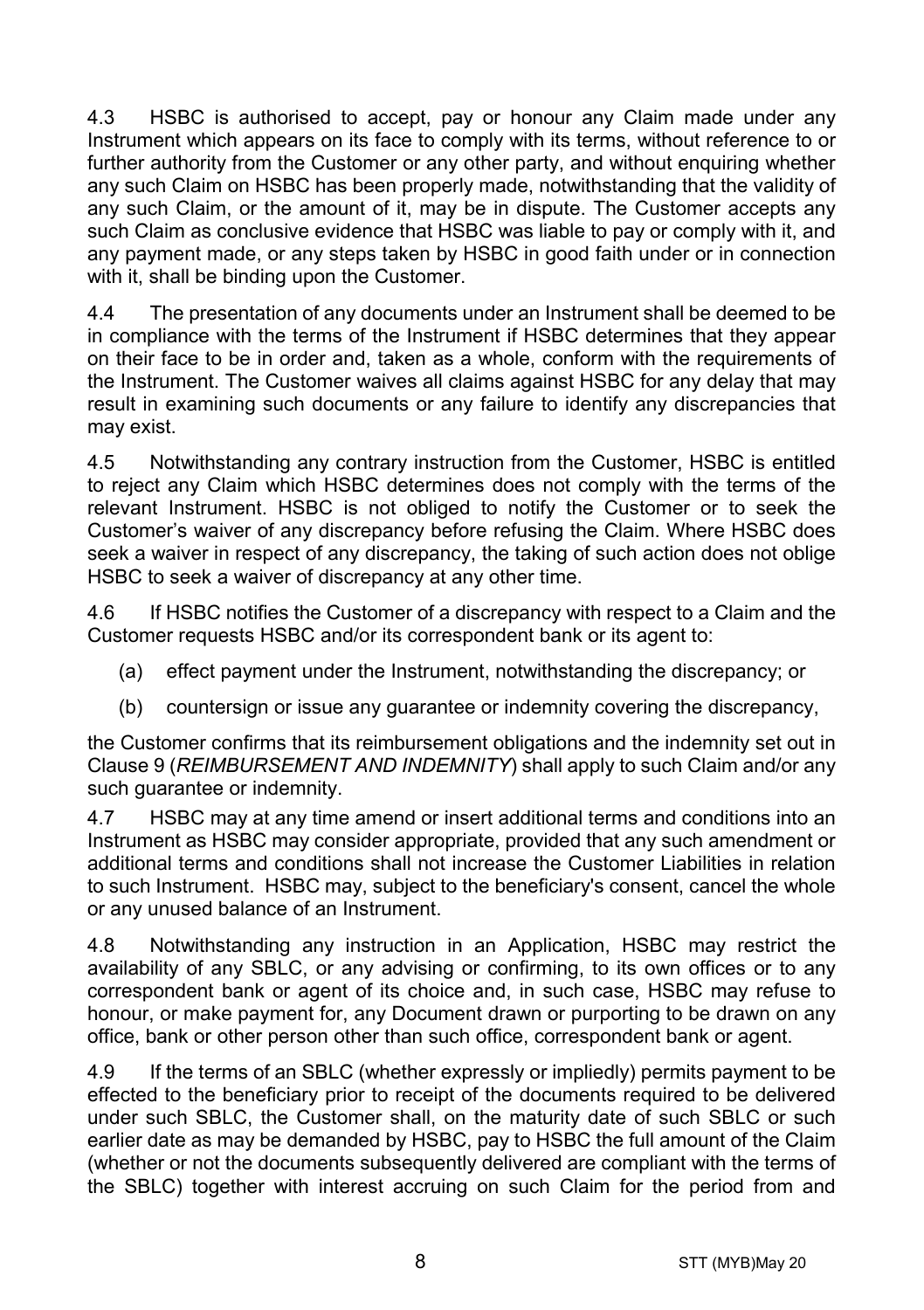4.3 HSBC is authorised to accept, pay or honour any Claim made under any Instrument which appears on its face to comply with its terms, without reference to or further authority from the Customer or any other party, and without enquiring whether any such Claim on HSBC has been properly made, notwithstanding that the validity of any such Claim, or the amount of it, may be in dispute. The Customer accepts any such Claim as conclusive evidence that HSBC was liable to pay or comply with it, and any payment made, or any steps taken by HSBC in good faith under or in connection with it, shall be binding upon the Customer.

4.4 The presentation of any documents under an Instrument shall be deemed to be in compliance with the terms of the Instrument if HSBC determines that they appear on their face to be in order and, taken as a whole, conform with the requirements of the Instrument. The Customer waives all claims against HSBC for any delay that may result in examining such documents or any failure to identify any discrepancies that may exist.

4.5 Notwithstanding any contrary instruction from the Customer, HSBC is entitled to reject any Claim which HSBC determines does not comply with the terms of the relevant Instrument. HSBC is not obliged to notify the Customer or to seek the Customer's waiver of any discrepancy before refusing the Claim. Where HSBC does seek a waiver in respect of any discrepancy, the taking of such action does not oblige HSBC to seek a waiver of discrepancy at any other time.

4.6 If HSBC notifies the Customer of a discrepancy with respect to a Claim and the Customer requests HSBC and/or its correspondent bank or its agent to:

(a) effect payment under the Instrument, notwithstanding the discrepancy; or

(b) countersign or issue any guarantee or indemnity covering the discrepancy,

the Customer confirms that its reimbursement obligations and the indemnity set out in Clause 9 (*REIMBURSEMENT AND INDEMNITY*) shall apply to such Claim and/or any such guarantee or indemnity.

4.7 HSBC may at any time amend or insert additional terms and conditions into an Instrument as HSBC may consider appropriate, provided that any such amendment or additional terms and conditions shall not increase the Customer Liabilities in relation to such Instrument. HSBC may, subject to the beneficiary's consent, cancel the whole or any unused balance of an Instrument.

4.8 Notwithstanding any instruction in an Application, HSBC may restrict the availability of any SBLC, or any advising or confirming, to its own offices or to any correspondent bank or agent of its choice and, in such case, HSBC may refuse to honour, or make payment for, any Document drawn or purporting to be drawn on any office, bank or other person other than such office, correspondent bank or agent.

4.9 If the terms of an SBLC (whether expressly or impliedly) permits payment to be effected to the beneficiary prior to receipt of the documents required to be delivered under such SBLC, the Customer shall, on the maturity date of such SBLC or such earlier date as may be demanded by HSBC, pay to HSBC the full amount of the Claim (whether or not the documents subsequently delivered are compliant with the terms of the SBLC) together with interest accruing on such Claim for the period from and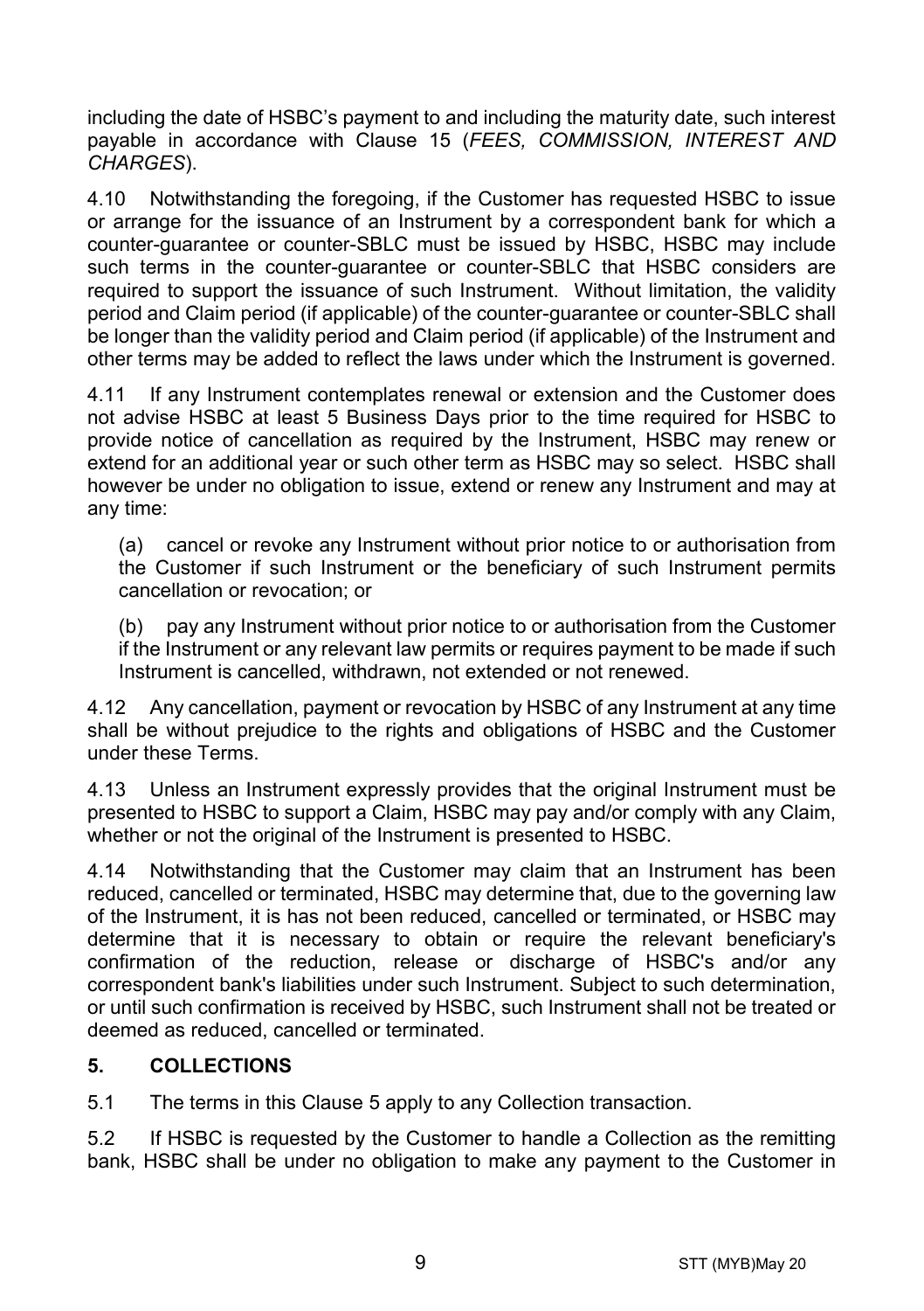including the date of HSBC's payment to and including the maturity date, such interest payable in accordance with Clause 15 (*FEES, COMMISSION, INTEREST AND CHARGES*).

4.10 Notwithstanding the foregoing, if the Customer has requested HSBC to issue or arrange for the issuance of an Instrument by a correspondent bank for which a counter-guarantee or counter-SBLC must be issued by HSBC, HSBC may include such terms in the counter-guarantee or counter-SBLC that HSBC considers are required to support the issuance of such Instrument. Without limitation, the validity period and Claim period (if applicable) of the counter-guarantee or counter-SBLC shall be longer than the validity period and Claim period (if applicable) of the Instrument and other terms may be added to reflect the laws under which the Instrument is governed.

4.11 If any Instrument contemplates renewal or extension and the Customer does not advise HSBC at least 5 Business Days prior to the time required for HSBC to provide notice of cancellation as required by the Instrument, HSBC may renew or extend for an additional year or such other term as HSBC may so select. HSBC shall however be under no obligation to issue, extend or renew any Instrument and may at any time:

(a) cancel or revoke any Instrument without prior notice to or authorisation from the Customer if such Instrument or the beneficiary of such Instrument permits cancellation or revocation; or

(b) pay any Instrument without prior notice to or authorisation from the Customer if the Instrument or any relevant law permits or requires payment to be made if such Instrument is cancelled, withdrawn, not extended or not renewed.

4.12 Any cancellation, payment or revocation by HSBC of any Instrument at any time shall be without prejudice to the rights and obligations of HSBC and the Customer under these Terms.

4.13 Unless an Instrument expressly provides that the original Instrument must be presented to HSBC to support a Claim, HSBC may pay and/or comply with any Claim, whether or not the original of the Instrument is presented to HSBC.

4.14 Notwithstanding that the Customer may claim that an Instrument has been reduced, cancelled or terminated, HSBC may determine that, due to the governing law of the Instrument, it is has not been reduced, cancelled or terminated, or HSBC may determine that it is necessary to obtain or require the relevant beneficiary's confirmation of the reduction, release or discharge of HSBC's and/or any correspondent bank's liabilities under such Instrument. Subject to such determination, or until such confirmation is received by HSBC, such Instrument shall not be treated or deemed as reduced, cancelled or terminated.

## 5. COLLECTIONS

5.1 The terms in this Clause 5 apply to any Collection transaction.

5.2 If HSBC is requested by the Customer to handle a Collection as the remitting bank, HSBC shall be under no obligation to make any payment to the Customer in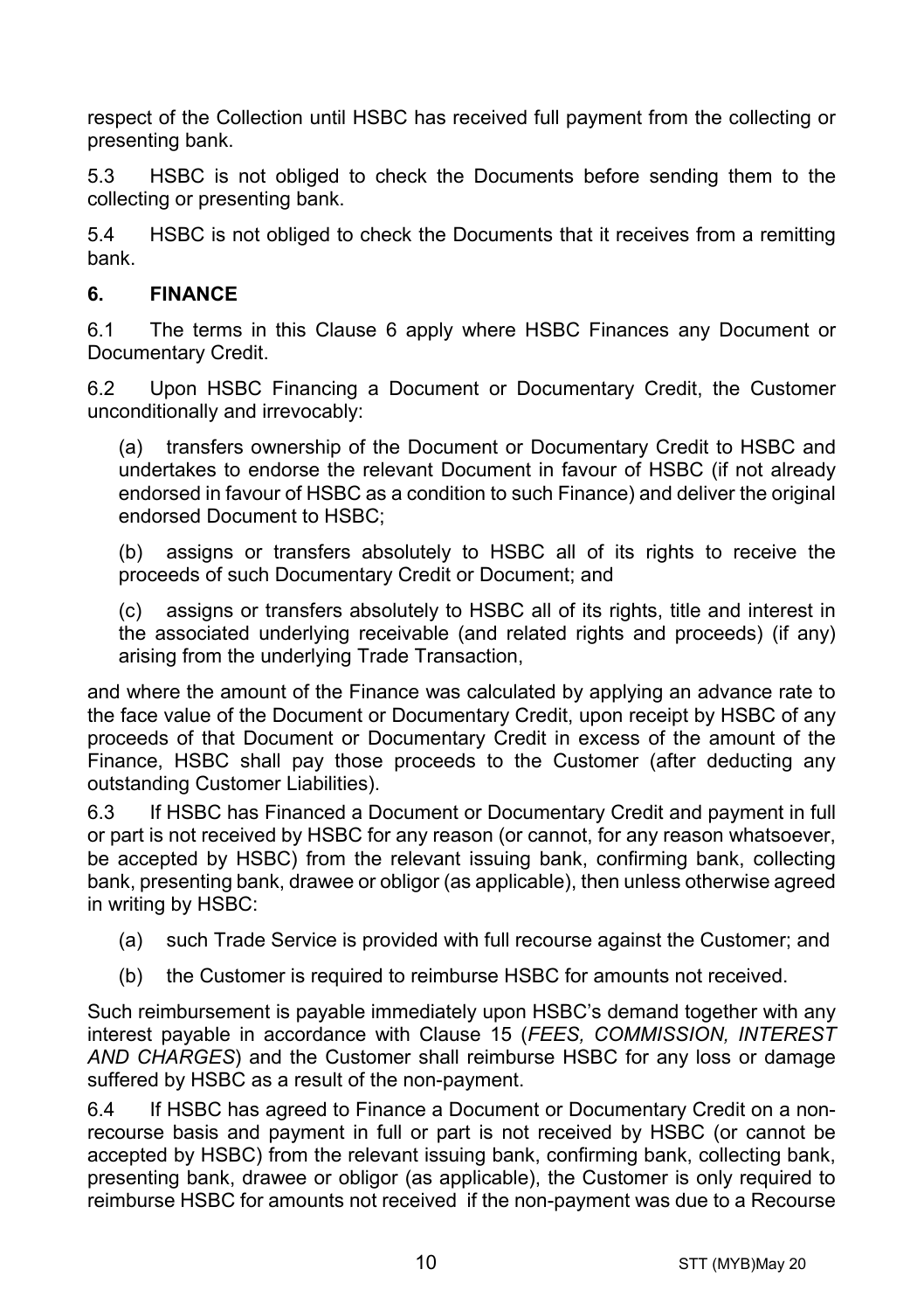respect of the Collection until HSBC has received full payment from the collecting or presenting bank.

5.3 HSBC is not obliged to check the Documents before sending them to the collecting or presenting bank.

5.4 HSBC is not obliged to check the Documents that it receives from a remitting bank.

## 6. FINANCE

6.1 The terms in this Clause 6 apply where HSBC Finances any Document or Documentary Credit.

6.2 Upon HSBC Financing a Document or Documentary Credit, the Customer unconditionally and irrevocably:

(a) transfers ownership of the Document or Documentary Credit to HSBC and undertakes to endorse the relevant Document in favour of HSBC (if not already endorsed in favour of HSBC as a condition to such Finance) and deliver the original endorsed Document to HSBC;

(b) assigns or transfers absolutely to HSBC all of its rights to receive the proceeds of such Documentary Credit or Document; and

(c) assigns or transfers absolutely to HSBC all of its rights, title and interest in the associated underlying receivable (and related rights and proceeds) (if any) arising from the underlying Trade Transaction,

and where the amount of the Finance was calculated by applying an advance rate to the face value of the Document or Documentary Credit, upon receipt by HSBC of any proceeds of that Document or Documentary Credit in excess of the amount of the Finance, HSBC shall pay those proceeds to the Customer (after deducting any outstanding Customer Liabilities).

6.3 If HSBC has Financed a Document or Documentary Credit and payment in full or part is not received by HSBC for any reason (or cannot, for any reason whatsoever, be accepted by HSBC) from the relevant issuing bank, confirming bank, collecting bank, presenting bank, drawee or obligor (as applicable), then unless otherwise agreed in writing by HSBC:

(a) such Trade Service is provided with full recourse against the Customer; and

(b) the Customer is required to reimburse HSBC for amounts not received.

Such reimbursement is payable immediately upon HSBC's demand together with any interest payable in accordance with Clause 15 (*FEES, COMMISSION, INTEREST AND CHARGES*) and the Customer shall reimburse HSBC for any loss or damage suffered by HSBC as a result of the non-payment.

6.4 If HSBC has agreed to Finance a Document or Documentary Credit on a non-recourse basis and payment in full or part is not received by HSBC (or cannot be accepted by HSBC) from the relevant issuing bank, confirming bank, collecting bank, presenting bank, drawee or obligor (as applicable), the Customer is only required to reimburse HSBC for amounts not received if the non-payment was due to a Recourse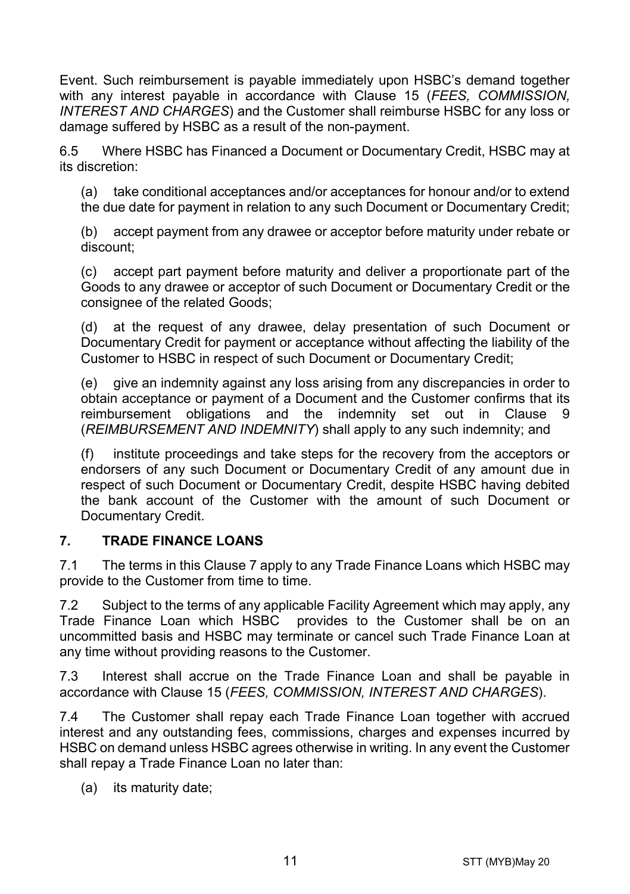Event. Such reimbursement is payable immediately upon HSBC's demand together with any interest payable in accordance with Clause 15 (*FEES, COMMISSION, INTEREST AND CHARGES*) and the Customer shall reimburse HSBC for any loss or damage suffered by HSBC as a result of the non-payment.

6.5 Where HSBC has Financed a Document or Documentary Credit, HSBC may at its discretion:

(a) take conditional acceptances and/or acceptances for honour and/or to extend the due date for payment in relation to any such Document or Documentary Credit;

(b) accept payment from any drawee or acceptor before maturity under rebate or discount;

(c) accept part payment before maturity and deliver a proportionate part of the Goods to any drawee or acceptor of such Document or Documentary Credit or the consignee of the related Goods;

(d) at the request of any drawee, delay presentation of such Document or Documentary Credit for payment or acceptance without affecting the liability of the Customer to HSBC in respect of such Document or Documentary Credit;

(e) give an indemnity against any loss arising from any discrepancies in order to obtain acceptance or payment of a Document and the Customer confirms that its reimbursement obligations and the indemnity set out in Clause 9 (*REIMBURSEMENT AND INDEMNITY*) shall apply to any such indemnity; and

(f) institute proceedings and take steps for the recovery from the acceptors or endorsers of any such Document or Documentary Credit of any amount due in respect of such Document or Documentary Credit, despite HSBC having debited the bank account of the Customer with the amount of such Document or Documentary Credit.

## 7. TRADE FINANCE LOANS

7.1 The terms in this Clause 7 apply to any Trade Finance Loans which HSBC may provide to the Customer from time to time.

7.2 Subject to the terms of any applicable Facility Agreement which may apply, any Trade Finance Loan which HSBC provides to the Customer shall be on an uncommitted basis and HSBC may terminate or cancel such Trade Finance Loan at any time without providing reasons to the Customer.

7.3 Interest shall accrue on the Trade Finance Loan and shall be payable in accordance with Clause 15 (*FEES, COMMISSION, INTEREST AND CHARGES*).

7.4 The Customer shall repay each Trade Finance Loan together with accrued interest and any outstanding fees, commissions, charges and expenses incurred by HSBC on demand unless HSBC agrees otherwise in writing. In any event the Customer shall repay a Trade Finance Loan no later than:

(a) its maturity date;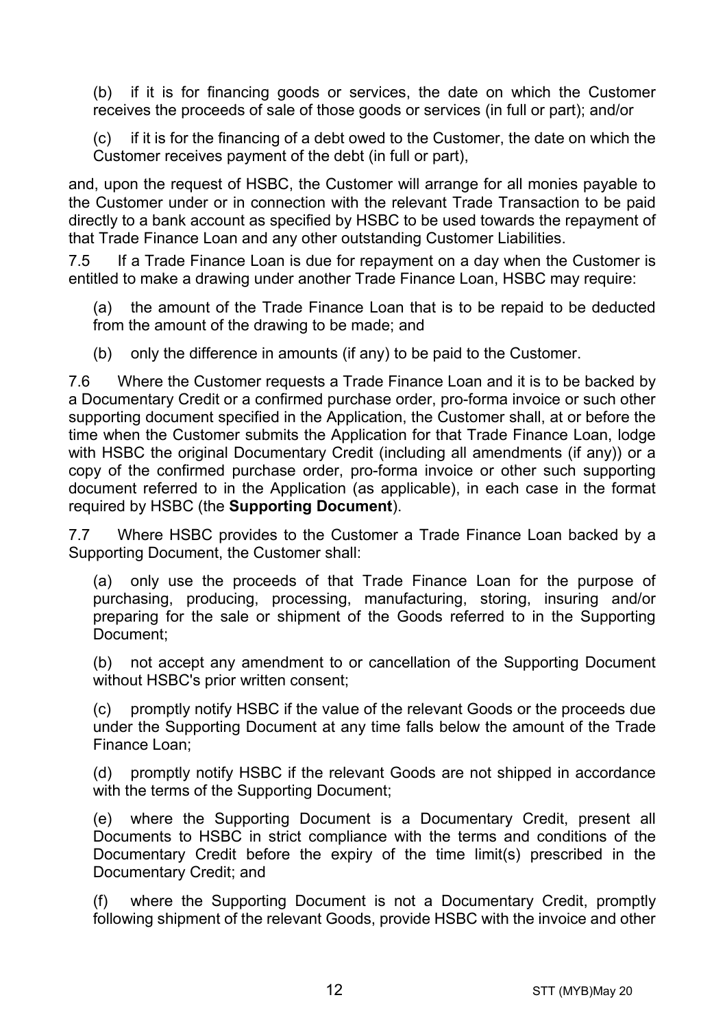(b) if it is for financing goods or services, the date on which the Customer receives the proceeds of sale of those goods or services (in full or part); and/or

(c) if it is for the financing of a debt owed to the Customer, the date on which the Customer receives payment of the debt (in full or part),

and, upon the request of HSBC, the Customer will arrange for all monies payable to the Customer under or in connection with the relevant Trade Transaction to be paid directly to a bank account as specified by HSBC to be used towards the repayment of that Trade Finance Loan and any other outstanding Customer Liabilities.

7.5 If a Trade Finance Loan is due for repayment on a day when the Customer is entitled to make a drawing under another Trade Finance Loan, HSBC may require:

(a) the amount of the Trade Finance Loan that is to be repaid to be deducted from the amount of the drawing to be made; and

(b) only the difference in amounts (if any) to be paid to the Customer.

7.6 Where the Customer requests a Trade Finance Loan and it is to be backed by a Documentary Credit or a confirmed purchase order, pro-forma invoice or such other supporting document specified in the Application, the Customer shall, at or before the time when the Customer submits the Application for that Trade Finance Loan, lodge with HSBC the original Documentary Credit (including all amendments (if any)) or a copy of the confirmed purchase order, pro-forma invoice or other such supporting document referred to in the Application (as applicable), in each case in the format required by HSBC (the **Supporting Document**).

7.7 Where HSBC provides to the Customer a Trade Finance Loan backed by a Supporting Document, the Customer shall:

(a) only use the proceeds of that Trade Finance Loan for the purpose of purchasing, producing, processing, manufacturing, storing, insuring and/or preparing for the sale or shipment of the Goods referred to in the Supporting Document;

(b) not accept any amendment to or cancellation of the Supporting Document without HSBC's prior written consent;

(c) promptly notify HSBC if the value of the relevant Goods or the proceeds due under the Supporting Document at any time falls below the amount of the Trade Finance Loan;

(d) promptly notify HSBC if the relevant Goods are not shipped in accordance with the terms of the Supporting Document;

(e) where the Supporting Document is a Documentary Credit, present all Documents to HSBC in strict compliance with the terms and conditions of the Documentary Credit before the expiry of the time limit(s) prescribed in the Documentary Credit; and

(f) where the Supporting Document is not a Documentary Credit, promptly following shipment of the relevant Goods, provide HSBC with the invoice and other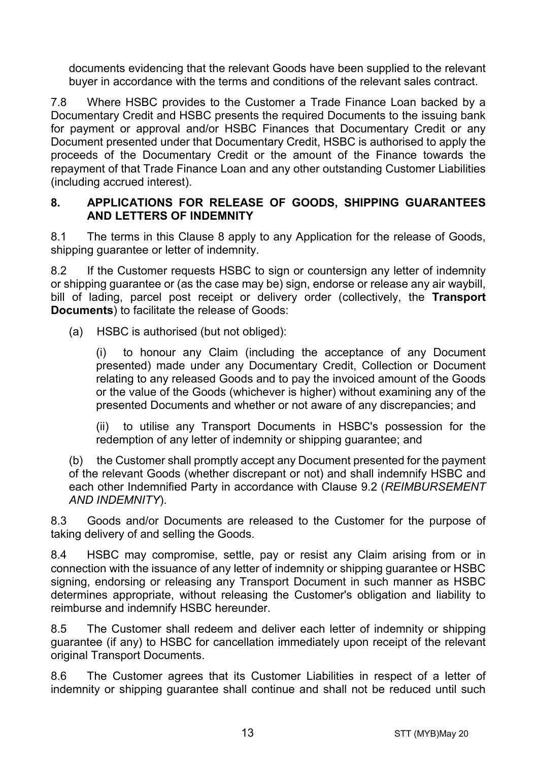documents evidencing that the relevant Goods have been supplied to the relevant buyer in accordance with the terms and conditions of the relevant sales contract.

7.8 Where HSBC provides to the Customer a Trade Finance Loan backed by a Documentary Credit and HSBC presents the required Documents to the issuing bank for payment or approval and/or HSBC Finances that Documentary Credit or any Document presented under that Documentary Credit, HSBC is authorised to apply the proceeds of the Documentary Credit or the amount of the Finance towards the repayment of that Trade Finance Loan and any other outstanding Customer Liabilities (including accrued interest).

## 8. APPLICATIONS FOR RELEASE OF GOODS, SHIPPING GUARANTEES AND LETTERS OF INDEMNITY

8.1 The terms in this Clause 8 apply to any Application for the release of Goods, shipping guarantee or letter of indemnity.

8.2 If the Customer requests HSBC to sign or countersign any letter of indemnity or shipping guarantee or (as the case may be) sign, endorse or release any air waybill, bill of lading, parcel post receipt or delivery order (collectively, the **Transport Documents**) to facilitate the release of Goods:

(a) HSBC is authorised (but not obliged):

(i) to honour any Claim (including the acceptance of any Document presented) made under any Documentary Credit, Collection or Document relating to any released Goods and to pay the invoiced amount of the Goods or the value of the Goods (whichever is higher) without examining any of the presented Documents and whether or not aware of any discrepancies; and

(ii) to utilise any Transport Documents in HSBC's possession for the redemption of any letter of indemnity or shipping guarantee; and

(b) the Customer shall promptly accept any Document presented for the payment of the relevant Goods (whether discrepant or not) and shall indemnify HSBC and each other Indemnified Party in accordance with Clause 9.2 (*REIMBURSEMENT AND INDEMNITY*).

8.3 Goods and/or Documents are released to the Customer for the purpose of taking delivery of and selling the Goods.

8.4 HSBC may compromise, settle, pay or resist any Claim arising from or in connection with the issuance of any letter of indemnity or shipping guarantee or HSBC signing, endorsing or releasing any Transport Document in such manner as HSBC determines appropriate, without releasing the Customer's obligation and liability to reimburse and indemnify HSBC hereunder.

8.5 The Customer shall redeem and deliver each letter of indemnity or shipping guarantee (if any) to HSBC for cancellation immediately upon receipt of the relevant original Transport Documents.

8.6 The Customer agrees that its Customer Liabilities in respect of a letter of indemnity or shipping guarantee shall continue and shall not be reduced until such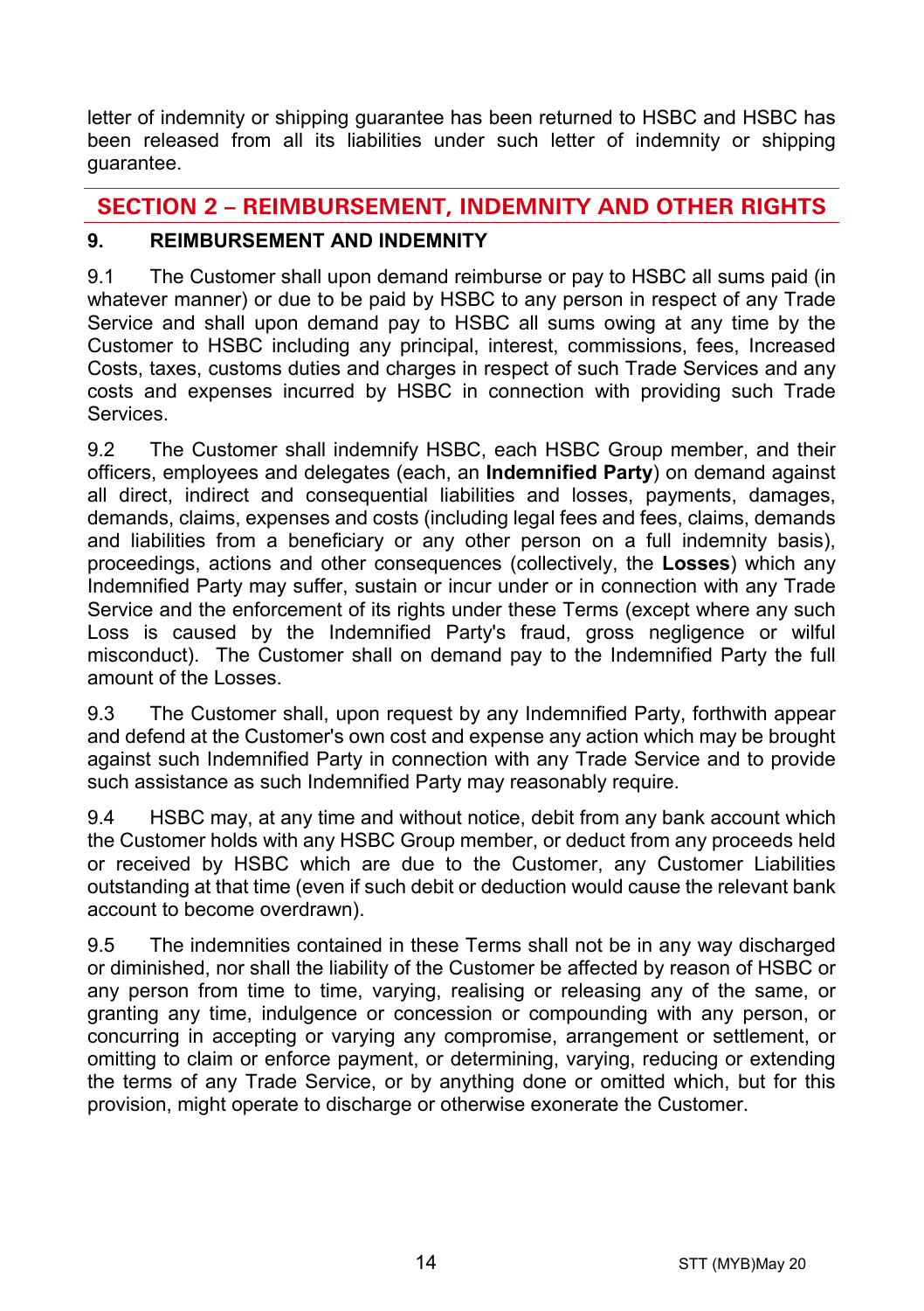letter of indemnity or shipping guarantee has been returned to HSBC and HSBC has been released from all its liabilities under such letter of indemnity or shipping guarantee.

## SECTION 2 – REIMBURSEMENT, INDEMNITY AND OTHER RIGHTS

### 9. REIMBURSEMENT AND INDEMNITY

9.1 The Customer shall upon demand reimburse or pay to HSBC all sums paid (in whatever manner) or due to be paid by HSBC to any person in respect of any Trade Service and shall upon demand pay to HSBC all sums owing at any time by the Customer to HSBC including any principal, interest, commissions, fees, Increased Costs, taxes, customs duties and charges in respect of such Trade Services and any costs and expenses incurred by HSBC in connection with providing such Trade Services.

9.2 The Customer shall indemnify HSBC, each HSBC Group member, and their officers, employees and delegates (each, an **Indemnified Party**) on demand against all direct, indirect and consequential liabilities and losses, payments, damages, demands, claims, expenses and costs (including legal fees and fees, claims, demands and liabilities from a beneficiary or any other person on a full indemnity basis), proceedings, actions and other consequences (collectively, the **Losses**) which any Indemnified Party may suffer, sustain or incur under or in connection with any Trade Service and the enforcement of its rights under these Terms (except where any such Loss is caused by the Indemnified Party's fraud, gross negligence or wilful misconduct). The Customer shall on demand pay to the Indemnified Party the full amount of the Losses.

9.3 The Customer shall, upon request by any Indemnified Party, forthwith appear and defend at the Customer's own cost and expense any action which may be brought against such Indemnified Party in connection with any Trade Service and to provide such assistance as such Indemnified Party may reasonably require.

9.4 HSBC may, at any time and without notice, debit from any bank account which the Customer holds with any HSBC Group member, or deduct from any proceeds held or received by HSBC which are due to the Customer, any Customer Liabilities outstanding at that time (even if such debit or deduction would cause the relevant bank account to become overdrawn).

9.5 The indemnities contained in these Terms shall not be in any way discharged or diminished, nor shall the liability of the Customer be affected by reason of HSBC or any person from time to time, varying, realising or releasing any of the same, or granting any time, indulgence or concession or compounding with any person, or concurring in accepting or varying any compromise, arrangement or settlement, or omitting to claim or enforce payment, or determining, varying, reducing or extending the terms of any Trade Service, or by anything done or omitted which, but for this provision, might operate to discharge or otherwise exonerate the Customer.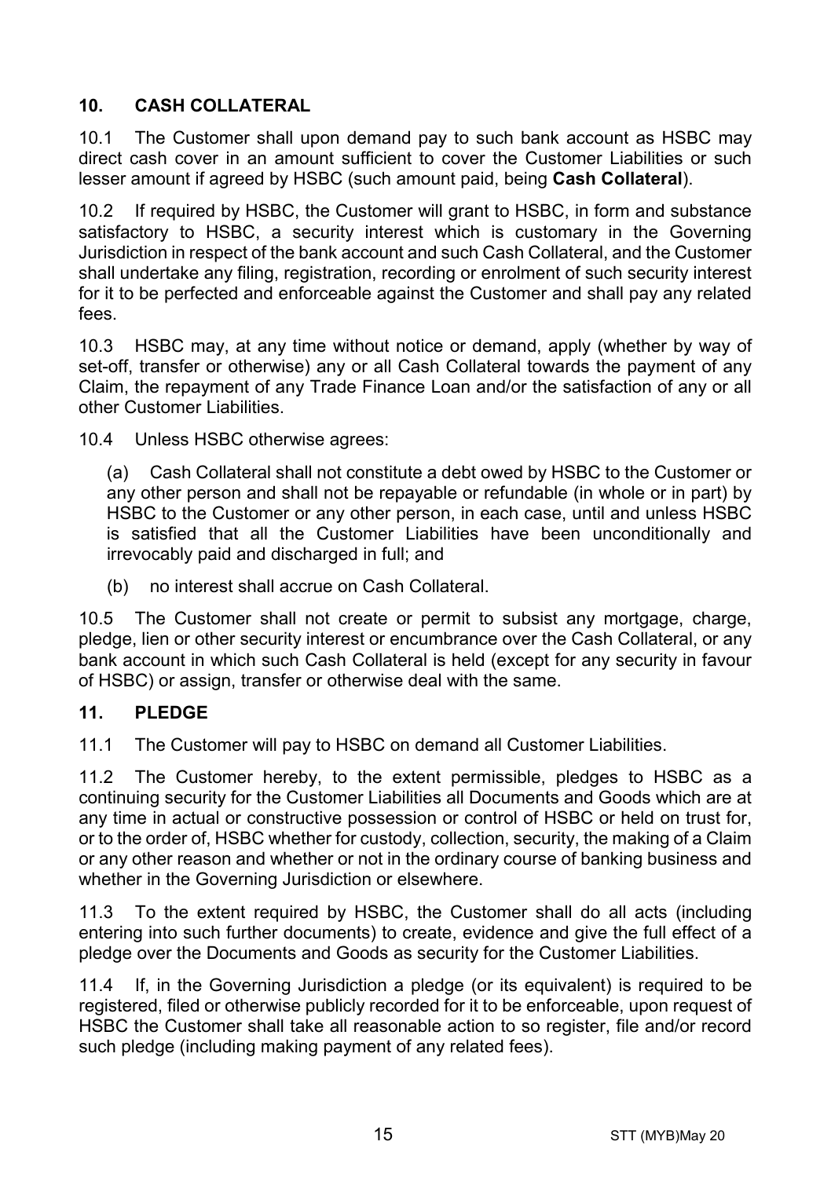## 10. CASH COLLATERAL

10.1 The Customer shall upon demand pay to such bank account as HSBC may direct cash cover in an amount sufficient to cover the Customer Liabilities or such lesser amount if agreed by HSBC (such amount paid, being **Cash Collateral**).

10.2 If required by HSBC, the Customer will grant to HSBC, in form and substance satisfactory to HSBC, a security interest which is customary in the Governing Jurisdiction in respect of the bank account and such Cash Collateral, and the Customer shall undertake any filing, registration, recording or enrolment of such security interest for it to be perfected and enforceable against the Customer and shall pay any related fees.

10.3 HSBC may, at any time without notice or demand, apply (whether by way of set-off, transfer or otherwise) any or all Cash Collateral towards the payment of any Claim, the repayment of any Trade Finance Loan and/or the satisfaction of any or all other Customer Liabilities.

10.4 Unless HSBC otherwise agrees:

(a) Cash Collateral shall not constitute a debt owed by HSBC to the Customer or any other person and shall not be repayable or refundable (in whole or in part) by HSBC to the Customer or any other person, in each case, until and unless HSBC is satisfied that all the Customer Liabilities have been unconditionally and irrevocably paid and discharged in full; and

(b) no interest shall accrue on Cash Collateral.

10.5 The Customer shall not create or permit to subsist any mortgage, charge, pledge, lien or other security interest or encumbrance over the Cash Collateral, or any bank account in which such Cash Collateral is held (except for any security in favour of HSBC) or assign, transfer or otherwise deal with the same.

## 11. PLEDGE

11.1 The Customer will pay to HSBC on demand all Customer Liabilities.

11.2 The Customer hereby, to the extent permissible, pledges to HSBC as a continuing security for the Customer Liabilities all Documents and Goods which are at any time in actual or constructive possession or control of HSBC or held on trust for, or to the order of, HSBC whether for custody, collection, security, the making of a Claim or any other reason and whether or not in the ordinary course of banking business and whether in the Governing Jurisdiction or elsewhere.

11.3 To the extent required by HSBC, the Customer shall do all acts (including entering into such further documents) to create, evidence and give the full effect of a pledge over the Documents and Goods as security for the Customer Liabilities.

11.4 If, in the Governing Jurisdiction a pledge (or its equivalent) is required to be registered, filed or otherwise publicly recorded for it to be enforceable, upon request of HSBC the Customer shall take all reasonable action to so register, file and/or record such pledge (including making payment of any related fees).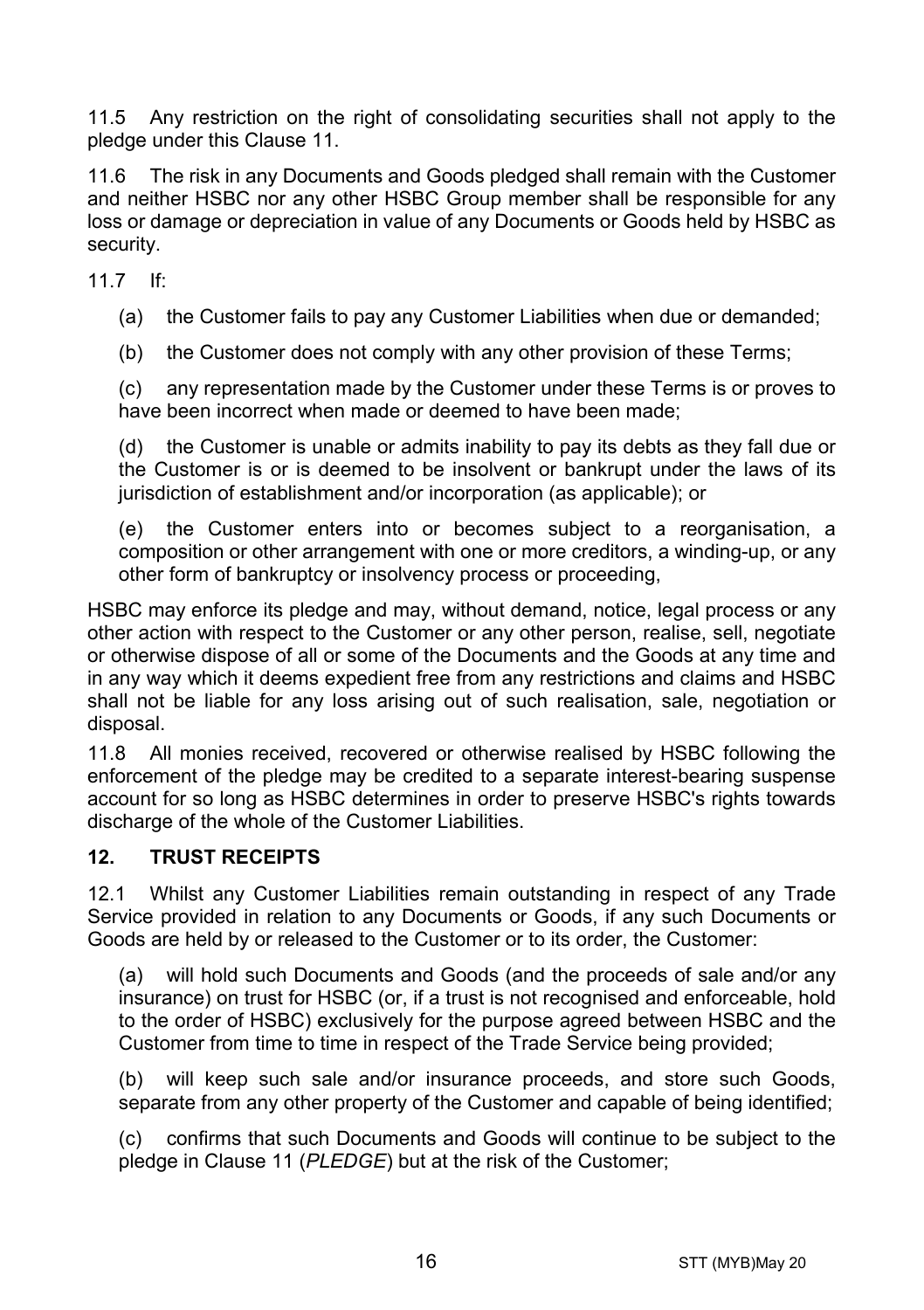11.5 Any restriction on the right of consolidating securities shall not apply to the pledge under this Clause 11.

11.6 The risk in any Documents and Goods pledged shall remain with the Customer and neither HSBC nor any other HSBC Group member shall be responsible for any loss or damage or depreciation in value of any Documents or Goods held by HSBC as security.

11.7 If:

(a) the Customer fails to pay any Customer Liabilities when due or demanded;

(b) the Customer does not comply with any other provision of these Terms;

(c) any representation made by the Customer under these Terms is or proves to have been incorrect when made or deemed to have been made;

(d) the Customer is unable or admits inability to pay its debts as they fall due or the Customer is or is deemed to be insolvent or bankrupt under the laws of its jurisdiction of establishment and/or incorporation (as applicable); or

(e) the Customer enters into or becomes subject to a reorganisation, a composition or other arrangement with one or more creditors, a winding-up, or any other form of bankruptcy or insolvency process or proceeding,

HSBC may enforce its pledge and may, without demand, notice, legal process or any other action with respect to the Customer or any other person, realise, sell, negotiate or otherwise dispose of all or some of the Documents and the Goods at any time and in any way which it deems expedient free from any restrictions and claims and HSBC shall not be liable for any loss arising out of such realisation, sale, negotiation or disposal.

11.8 All monies received, recovered or otherwise realised by HSBC following the enforcement of the pledge may be credited to a separate interest-bearing suspense account for so long as HSBC determines in order to preserve HSBC's rights towards discharge of the whole of the Customer Liabilities.

## 12. TRUST RECEIPTS

12.1 Whilst any Customer Liabilities remain outstanding in respect of any Trade Service provided in relation to any Documents or Goods, if any such Documents or Goods are held by or released to the Customer or to its order, the Customer:

(a) will hold such Documents and Goods (and the proceeds of sale and/or any insurance) on trust for HSBC (or, if a trust is not recognised and enforceable, hold to the order of HSBC) exclusively for the purpose agreed between HSBC and the Customer from time to time in respect of the Trade Service being provided;

(b) will keep such sale and/or insurance proceeds, and store such Goods, separate from any other property of the Customer and capable of being identified;

(c) confirms that such Documents and Goods will continue to be subject to the pledge in Clause 11 (*PLEDGE*) but at the risk of the Customer;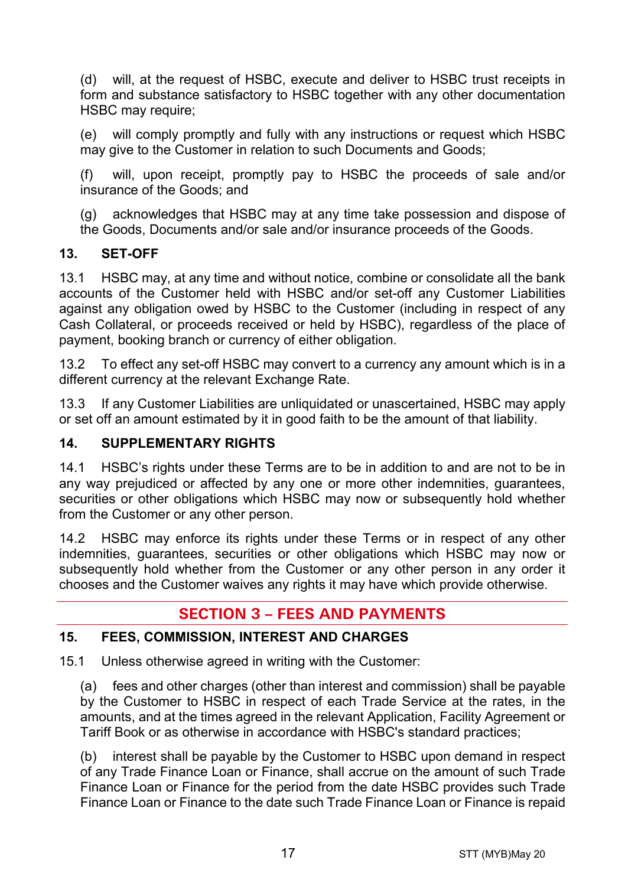(d) will, at the request of HSBC, execute and deliver to HSBC trust receipts in form and substance satisfactory to HSBC together with any other documentation HSBC may require;

(e) will comply promptly and fully with any instructions or request which HSBC may give to the Customer in relation to such Documents and Goods;

(f) will, upon receipt, promptly pay to HSBC the proceeds of sale and/or insurance of the Goods; and

(g) acknowledges that HSBC may at any time take possession and dispose of the Goods, Documents and/or sale and/or insurance proceeds of the Goods.

### 13. SET-OFF

13.1 HSBC may, at any time and without notice, combine or consolidate all the bank accounts of the Customer held with HSBC and/or set-off any Customer Liabilities against any obligation owed by HSBC to the Customer (including in respect of any Cash Collateral, or proceeds received or held by HSBC), regardless of the place of payment, booking branch or currency of either obligation.

13.2 To effect any set-off HSBC may convert to a currency any amount which is in a different currency at the relevant Exchange Rate.

13.3 If any Customer Liabilities are unliquidated or unascertained, HSBC may apply or set off an amount estimated by it in good faith to be the amount of that liability.

### 14. SUPPLEMENTARY RIGHTS

14.1 HSBC's rights under these Terms are to be in addition to and are not to be in any way prejudiced or affected by any one or more other indemnities, guarantees, securities or other obligations which HSBC may now or subsequently hold whether from the Customer or any other person.

14.2 HSBC may enforce its rights under these Terms or in respect of any other indemnities, guarantees, securities or other obligations which HSBC may now or subsequently hold whether from the Customer or any other person in any order it chooses and the Customer waives any rights it may have which provide otherwise.

## SECTION 3 – FEES AND PAYMENTS

### 15. FEES, COMMISSION, INTEREST AND CHARGES

15.1 Unless otherwise agreed in writing with the Customer:

(a) fees and other charges (other than interest and commission) shall be payable by the Customer to HSBC in respect of each Trade Service at the rates, in the amounts, and at the times agreed in the relevant Application, Facility Agreement or Tariff Book or as otherwise in accordance with HSBC's standard practices;

(b) interest shall be payable by the Customer to HSBC upon demand in respect of any Trade Finance Loan or Finance, shall accrue on the amount of such Trade Finance Loan or Finance for the period from the date HSBC provides such Trade Finance Loan or Finance to the date such Trade Finance Loan or Finance is repaid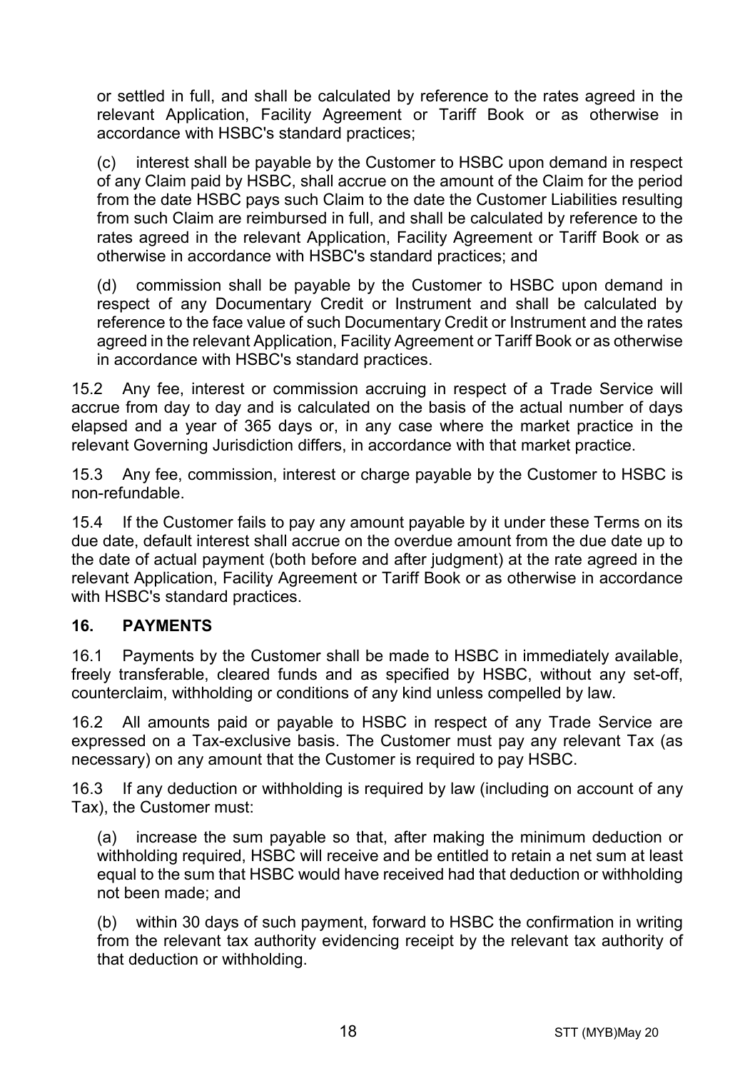or settled in full, and shall be calculated by reference to the rates agreed in the relevant Application, Facility Agreement or Tariff Book or as otherwise in accordance with HSBC's standard practices;

(c) interest shall be payable by the Customer to HSBC upon demand in respect of any Claim paid by HSBC, shall accrue on the amount of the Claim for the period from the date HSBC pays such Claim to the date the Customer Liabilities resulting from such Claim are reimbursed in full, and shall be calculated by reference to the rates agreed in the relevant Application, Facility Agreement or Tariff Book or as otherwise in accordance with HSBC's standard practices; and

(d) commission shall be payable by the Customer to HSBC upon demand in respect of any Documentary Credit or Instrument and shall be calculated by reference to the face value of such Documentary Credit or Instrument and the rates agreed in the relevant Application, Facility Agreement or Tariff Book or as otherwise in accordance with HSBC's standard practices.

15.2 Any fee, interest or commission accruing in respect of a Trade Service will accrue from day to day and is calculated on the basis of the actual number of days elapsed and a year of 365 days or, in any case where the market practice in the relevant Governing Jurisdiction differs, in accordance with that market practice.

15.3 Any fee, commission, interest or charge payable by the Customer to HSBC is non-refundable.

15.4 If the Customer fails to pay any amount payable by it under these Terms on its due date, default interest shall accrue on the overdue amount from the due date up to the date of actual payment (both before and after judgment) at the rate agreed in the relevant Application, Facility Agreement or Tariff Book or as otherwise in accordance with HSBC's standard practices.

## 16. PAYMENTS

16.1 Payments by the Customer shall be made to HSBC in immediately available, freely transferable, cleared funds and as specified by HSBC, without any set-off, counterclaim, withholding or conditions of any kind unless compelled by law.

16.2 All amounts paid or payable to HSBC in respect of any Trade Service are expressed on a Tax-exclusive basis. The Customer must pay any relevant Tax (as necessary) on any amount that the Customer is required to pay HSBC.

16.3 If any deduction or withholding is required by law (including on account of any Tax), the Customer must:

(a) increase the sum payable so that, after making the minimum deduction or withholding required, HSBC will receive and be entitled to retain a net sum at least equal to the sum that HSBC would have received had that deduction or withholding not been made; and

(b) within 30 days of such payment, forward to HSBC the confirmation in writing from the relevant tax authority evidencing receipt by the relevant tax authority of that deduction or withholding.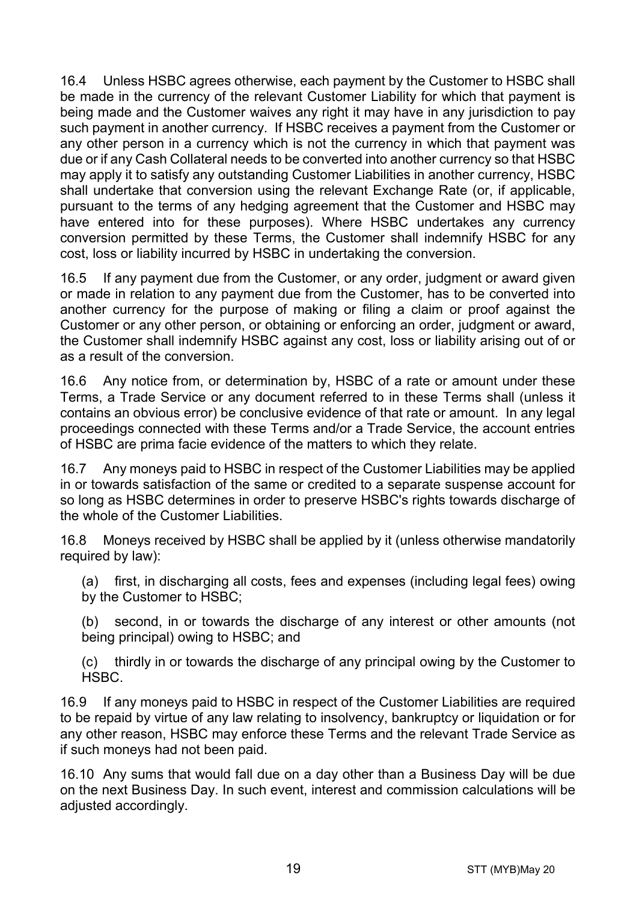16.4 Unless HSBC agrees otherwise, each payment by the Customer to HSBC shall be made in the currency of the relevant Customer Liability for which that payment is being made and the Customer waives any right it may have in any jurisdiction to pay such payment in another currency. If HSBC receives a payment from the Customer or any other person in a currency which is not the currency in which that payment was due or if any Cash Collateral needs to be converted into another currency so that HSBC may apply it to satisfy any outstanding Customer Liabilities in another currency, HSBC shall undertake that conversion using the relevant Exchange Rate (or, if applicable, pursuant to the terms of any hedging agreement that the Customer and HSBC may have entered into for these purposes). Where HSBC undertakes any currency conversion permitted by these Terms, the Customer shall indemnify HSBC for any cost, loss or liability incurred by HSBC in undertaking the conversion.

16.5 If any payment due from the Customer, or any order, judgment or award given or made in relation to any payment due from the Customer, has to be converted into another currency for the purpose of making or filing a claim or proof against the Customer or any other person, or obtaining or enforcing an order, judgment or award, the Customer shall indemnify HSBC against any cost, loss or liability arising out of or as a result of the conversion.

16.6 Any notice from, or determination by, HSBC of a rate or amount under these Terms, a Trade Service or any document referred to in these Terms shall (unless it contains an obvious error) be conclusive evidence of that rate or amount. In any legal proceedings connected with these Terms and/or a Trade Service, the account entries of HSBC are prima facie evidence of the matters to which they relate.

16.7 Any moneys paid to HSBC in respect of the Customer Liabilities may be applied in or towards satisfaction of the same or credited to a separate suspense account for so long as HSBC determines in order to preserve HSBC's rights towards discharge of the whole of the Customer Liabilities.

16.8 Moneys received by HSBC shall be applied by it (unless otherwise mandatorily required by law):

(a) first, in discharging all costs, fees and expenses (including legal fees) owing by the Customer to HSBC;

(b) second, in or towards the discharge of any interest or other amounts (not being principal) owing to HSBC; and

(c) thirdly in or towards the discharge of any principal owing by the Customer to HSBC.

16.9 If any moneys paid to HSBC in respect of the Customer Liabilities are required to be repaid by virtue of any law relating to insolvency, bankruptcy or liquidation or for any other reason, HSBC may enforce these Terms and the relevant Trade Service as if such moneys had not been paid.

16.10 Any sums that would fall due on a day other than a Business Day will be due on the next Business Day. In such event, interest and commission calculations will be adjusted accordingly.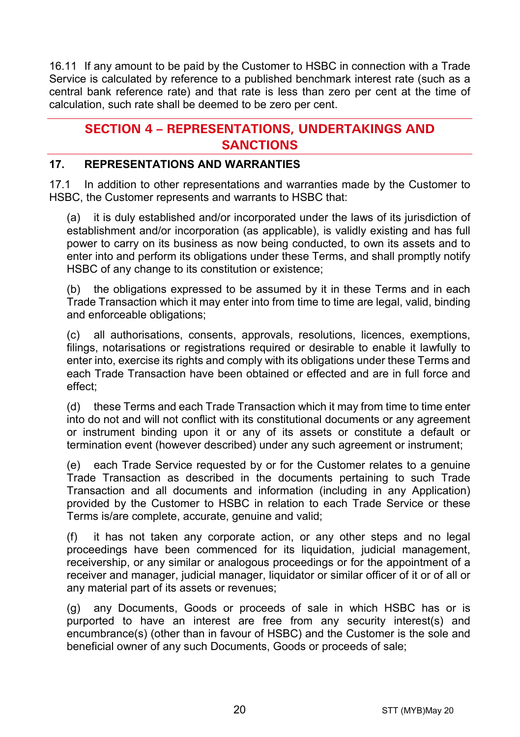16.11 If any amount to be paid by the Customer to HSBC in connection with a Trade Service is calculated by reference to a published benchmark interest rate (such as a central bank reference rate) and that rate is less than zero per cent at the time of calculation, such rate shall be deemed to be zero per cent.

## SECTION 4 – REPRESENTATIONS, UNDERTAKINGS AND SANCTIONS

### 17. REPRESENTATIONS AND WARRANTIES

17.1 In addition to other representations and warranties made by the Customer to HSBC, the Customer represents and warrants to HSBC that:

(a) it is duly established and/or incorporated under the laws of its jurisdiction of establishment and/or incorporation (as applicable), is validly existing and has full power to carry on its business as now being conducted, to own its assets and to enter into and perform its obligations under these Terms, and shall promptly notify HSBC of any change to its constitution or existence;

(b) the obligations expressed to be assumed by it in these Terms and in each Trade Transaction which it may enter into from time to time are legal, valid, binding and enforceable obligations;

(c) all authorisations, consents, approvals, resolutions, licences, exemptions, filings, notarisations or registrations required or desirable to enable it lawfully to enter into, exercise its rights and comply with its obligations under these Terms and each Trade Transaction have been obtained or effected and are in full force and effect;

(d) these Terms and each Trade Transaction which it may from time to time enter into do not and will not conflict with its constitutional documents or any agreement or instrument binding upon it or any of its assets or constitute a default or termination event (however described) under any such agreement or instrument;

(e) each Trade Service requested by or for the Customer relates to a genuine Trade Transaction as described in the documents pertaining to such Trade Transaction and all documents and information (including in any Application) provided by the Customer to HSBC in relation to each Trade Service or these Terms is/are complete, accurate, genuine and valid;

(f) it has not taken any corporate action, or any other steps and no legal proceedings have been commenced for its liquidation, judicial management, receivership, or any similar or analogous proceedings or for the appointment of a receiver and manager, judicial manager, liquidator or similar officer of it or of all or any material part of its assets or revenues;

(g) any Documents, Goods or proceeds of sale in which HSBC has or is purported to have an interest are free from any security interest(s) and encumbrance(s) (other than in favour of HSBC) and the Customer is the sole and beneficial owner of any such Documents, Goods or proceeds of sale;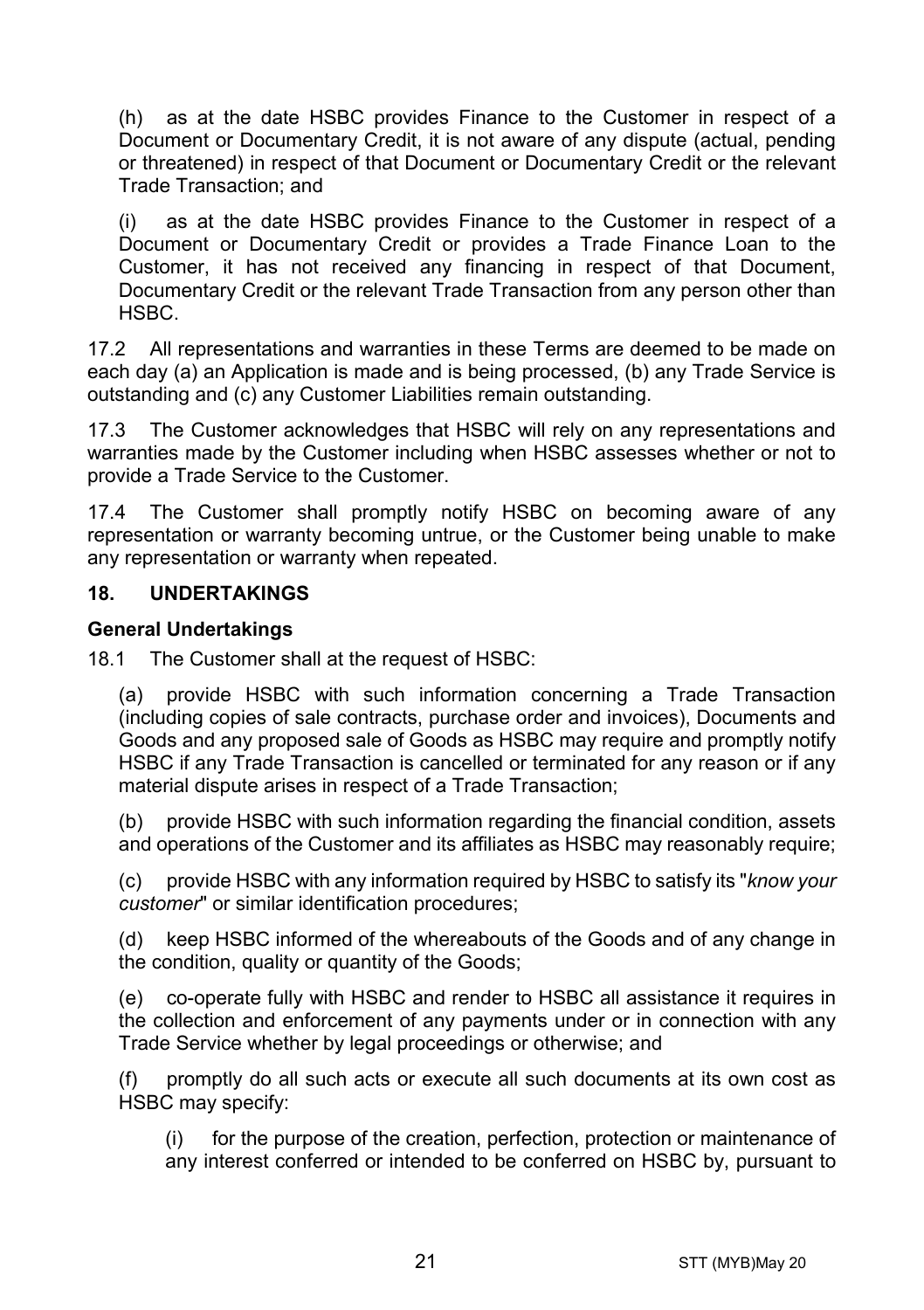(h) as at the date HSBC provides Finance to the Customer in respect of a Document or Documentary Credit, it is not aware of any dispute (actual, pending or threatened) in respect of that Document or Documentary Credit or the relevant Trade Transaction; and

(i) as at the date HSBC provides Finance to the Customer in respect of a Document or Documentary Credit or provides a Trade Finance Loan to the Customer, it has not received any financing in respect of that Document, Documentary Credit or the relevant Trade Transaction from any person other than HSBC.

17.2 All representations and warranties in these Terms are deemed to be made on each day (a) an Application is made and is being processed, (b) any Trade Service is outstanding and (c) any Customer Liabilities remain outstanding.

17.3 The Customer acknowledges that HSBC will rely on any representations and warranties made by the Customer including when HSBC assesses whether or not to provide a Trade Service to the Customer.

17.4 The Customer shall promptly notify HSBC on becoming aware of any representation or warranty becoming untrue, or the Customer being unable to make any representation or warranty when repeated.

## 18. UNDERTAKINGS

**General Undertakings**

18.1 The Customer shall at the request of HSBC:

(a) provide HSBC with such information concerning a Trade Transaction (including copies of sale contracts, purchase order and invoices), Documents and Goods and any proposed sale of Goods as HSBC may require and promptly notify HSBC if any Trade Transaction is cancelled or terminated for any reason or if any material dispute arises in respect of a Trade Transaction;

(b) provide HSBC with such information regarding the financial condition, assets and operations of the Customer and its affiliates as HSBC may reasonably require;

(c) provide HSBC with any information required by HSBC to satisfy its "*know your customer*" or similar identification procedures;

(d) keep HSBC informed of the whereabouts of the Goods and of any change in the condition, quality or quantity of the Goods;

(e) co-operate fully with HSBC and render to HSBC all assistance it requires in the collection and enforcement of any payments under or in connection with any Trade Service whether by legal proceedings or otherwise; and

(f) promptly do all such acts or execute all such documents at its own cost as HSBC may specify:

(i) for the purpose of the creation, perfection, protection or maintenance of any interest conferred or intended to be conferred on HSBC by, pursuant to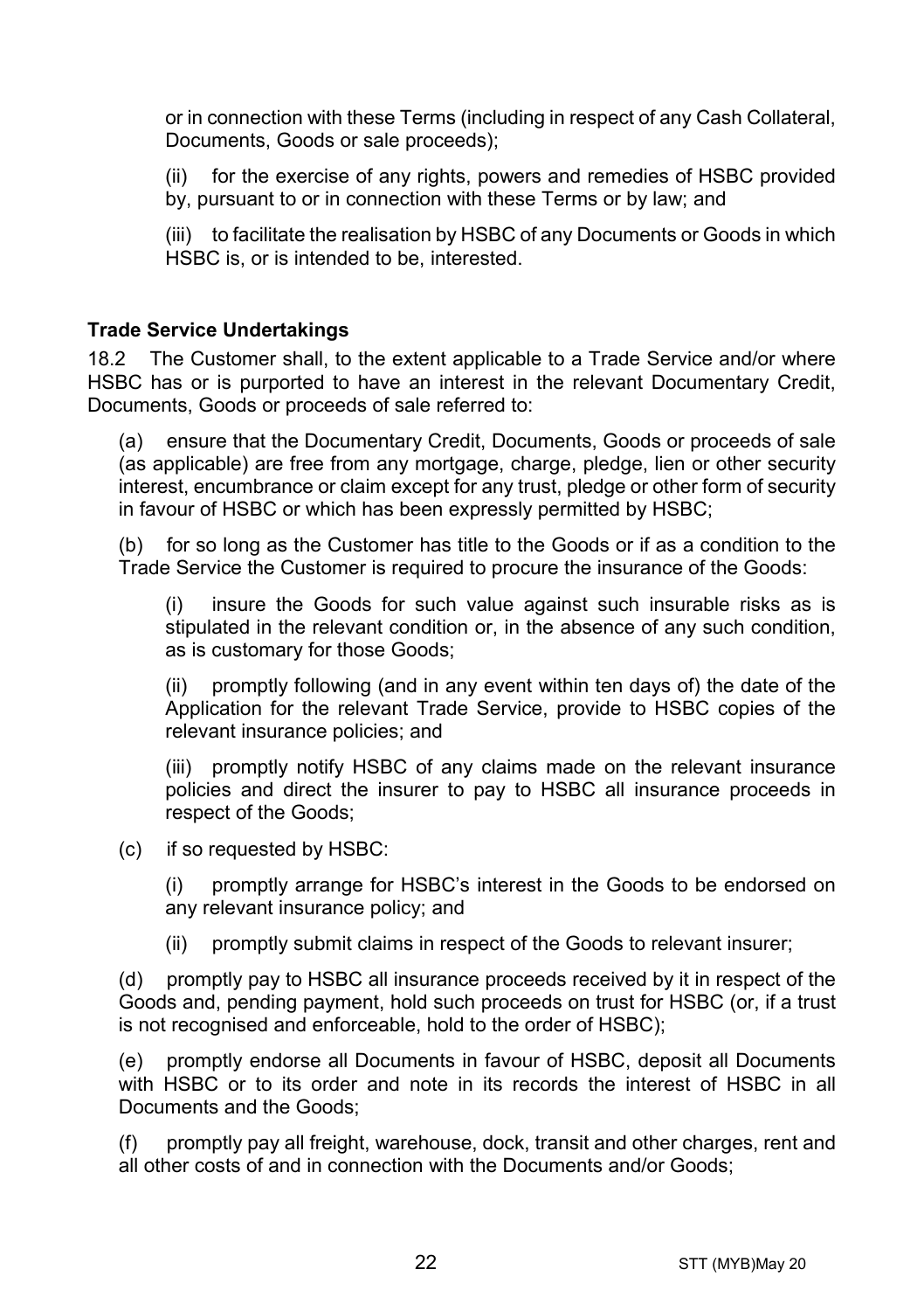or in connection with these Terms (including in respect of any Cash Collateral, Documents, Goods or sale proceeds);

(ii) for the exercise of any rights, powers and remedies of HSBC provided by, pursuant to or in connection with these Terms or by law; and

(iii) to facilitate the realisation by HSBC of any Documents or Goods in which HSBC is, or is intended to be, interested.

**Trade Service Undertakings**

18.2 The Customer shall, to the extent applicable to a Trade Service and/or where HSBC has or is purported to have an interest in the relevant Documentary Credit, Documents, Goods or proceeds of sale referred to:

(a) ensure that the Documentary Credit, Documents, Goods or proceeds of sale (as applicable) are free from any mortgage, charge, pledge, lien or other security interest, encumbrance or claim except for any trust, pledge or other form of security in favour of HSBC or which has been expressly permitted by HSBC;

(b) for so long as the Customer has title to the Goods or if as a condition to the Trade Service the Customer is required to procure the insurance of the Goods:

(i) insure the Goods for such value against such insurable risks as is stipulated in the relevant condition or, in the absence of any such condition, as is customary for those Goods;

(ii) promptly following (and in any event within ten days of) the date of the Application for the relevant Trade Service, provide to HSBC copies of the relevant insurance policies; and

(iii) promptly notify HSBC of any claims made on the relevant insurance policies and direct the insurer to pay to HSBC all insurance proceeds in respect of the Goods;

(c) if so requested by HSBC:

(i) promptly arrange for HSBC's interest in the Goods to be endorsed on any relevant insurance policy; and

(ii) promptly submit claims in respect of the Goods to relevant insurer;

(d) promptly pay to HSBC all insurance proceeds received by it in respect of the Goods and, pending payment, hold such proceeds on trust for HSBC (or, if a trust is not recognised and enforceable, hold to the order of HSBC);

(e) promptly endorse all Documents in favour of HSBC, deposit all Documents with HSBC or to its order and note in its records the interest of HSBC in all Documents and the Goods;

(f) promptly pay all freight, warehouse, dock, transit and other charges, rent and all other costs of and in connection with the Documents and/or Goods;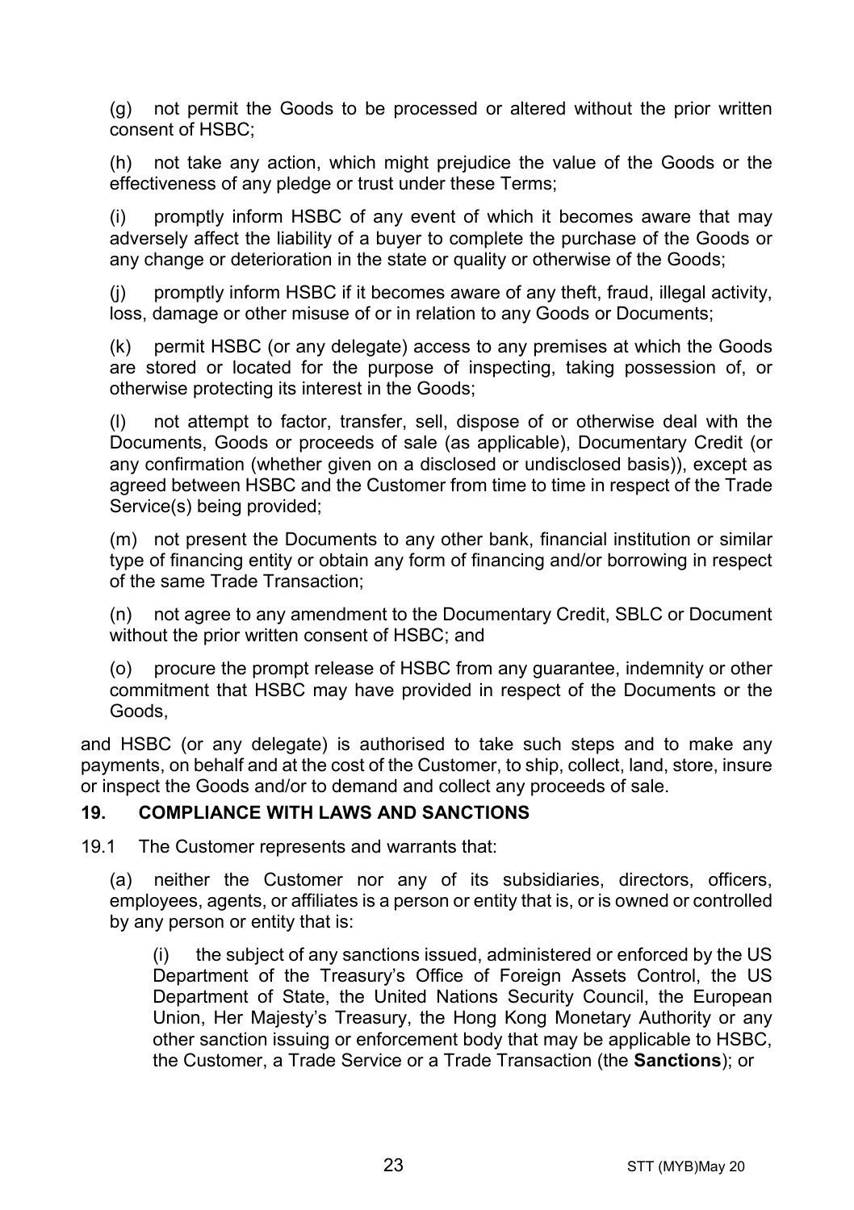(g) not permit the Goods to be processed or altered without the prior written consent of HSBC;

(h) not take any action, which might prejudice the value of the Goods or the effectiveness of any pledge or trust under these Terms;

(i) promptly inform HSBC of any event of which it becomes aware that may adversely affect the liability of a buyer to complete the purchase of the Goods or any change or deterioration in the state or quality or otherwise of the Goods;

(j) promptly inform HSBC if it becomes aware of any theft, fraud, illegal activity, loss, damage or other misuse of or in relation to any Goods or Documents;

(k) permit HSBC (or any delegate) access to any premises at which the Goods are stored or located for the purpose of inspecting, taking possession of, or otherwise protecting its interest in the Goods;

(l) not attempt to factor, transfer, sell, dispose of or otherwise deal with the Documents, Goods or proceeds of sale (as applicable), Documentary Credit (or any confirmation (whether given on a disclosed or undisclosed basis)), except as agreed between HSBC and the Customer from time to time in respect of the Trade Service(s) being provided;

(m) not present the Documents to any other bank, financial institution or similar type of financing entity or obtain any form of financing and/or borrowing in respect of the same Trade Transaction;

(n) not agree to any amendment to the Documentary Credit, SBLC or Document without the prior written consent of HSBC; and

(o) procure the prompt release of HSBC from any guarantee, indemnity or other commitment that HSBC may have provided in respect of the Documents or the Goods,

and HSBC (or any delegate) is authorised to take such steps and to make any payments, on behalf and at the cost of the Customer, to ship, collect, land, store, insure or inspect the Goods and/or to demand and collect any proceeds of sale.

## 19. COMPLIANCE WITH LAWS AND SANCTIONS

19.1 The Customer represents and warrants that:

(a) neither the Customer nor any of its subsidiaries, directors, officers, employees, agents, or affiliates is a person or entity that is, or is owned or controlled by any person or entity that is:

(i) the subject of any sanctions issued, administered or enforced by the US Department of the Treasury's Office of Foreign Assets Control, the US Department of State, the United Nations Security Council, the European Union, Her Majesty's Treasury, the Hong Kong Monetary Authority or any other sanction issuing or enforcement body that may be applicable to HSBC, the Customer, a Trade Service or a Trade Transaction (the **Sanctions**); or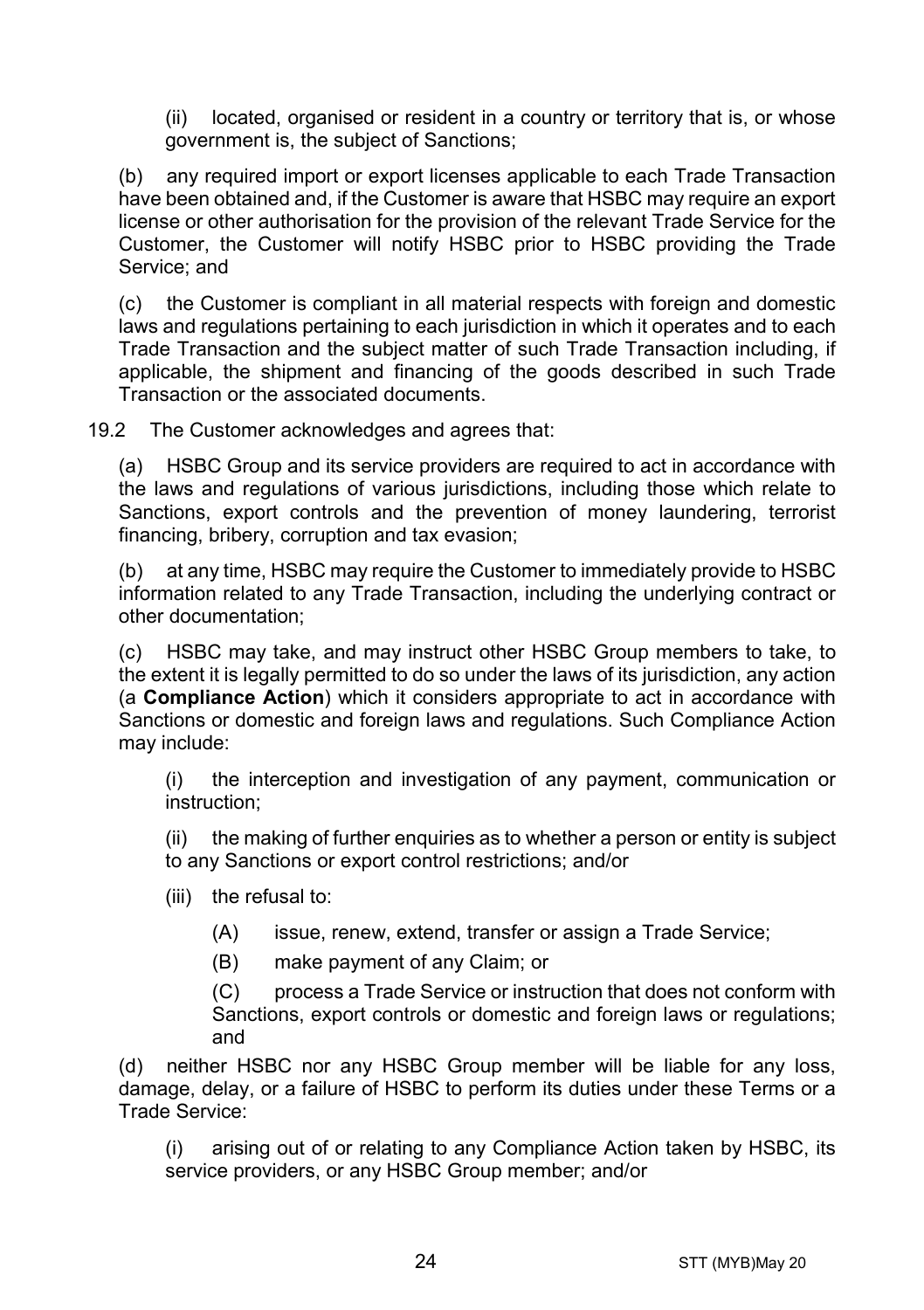(ii) located, organised or resident in a country or territory that is, or whose government is, the subject of Sanctions;

(b) any required import or export licenses applicable to each Trade Transaction have been obtained and, if the Customer is aware that HSBC may require an export license or other authorisation for the provision of the relevant Trade Service for the Customer, the Customer will notify HSBC prior to HSBC providing the Trade Service; and

(c) the Customer is compliant in all material respects with foreign and domestic laws and regulations pertaining to each jurisdiction in which it operates and to each Trade Transaction and the subject matter of such Trade Transaction including, if applicable, the shipment and financing of the goods described in such Trade Transaction or the associated documents.

19.2 The Customer acknowledges and agrees that:

(a) HSBC Group and its service providers are required to act in accordance with the laws and regulations of various jurisdictions, including those which relate to Sanctions, export controls and the prevention of money laundering, terrorist financing, bribery, corruption and tax evasion;

(b) at any time, HSBC may require the Customer to immediately provide to HSBC information related to any Trade Transaction, including the underlying contract or other documentation;

(c) HSBC may take, and may instruct other HSBC Group members to take, to the extent it is legally permitted to do so under the laws of its jurisdiction, any action (a **Compliance Action**) which it considers appropriate to act in accordance with Sanctions or domestic and foreign laws and regulations. Such Compliance Action may include:

(i) the interception and investigation of any payment, communication or instruction;

(ii) the making of further enquiries as to whether a person or entity is subject to any Sanctions or export control restrictions; and/or

(iii) the refusal to:

(A) issue, renew, extend, transfer or assign a Trade Service;

(B) make payment of any Claim; or

(C) process a Trade Service or instruction that does not conform with Sanctions, export controls or domestic and foreign laws or regulations; and

(d) neither HSBC nor any HSBC Group member will be liable for any loss, damage, delay, or a failure of HSBC to perform its duties under these Terms or a Trade Service:

(i) arising out of or relating to any Compliance Action taken by HSBC, its service providers, or any HSBC Group member; and/or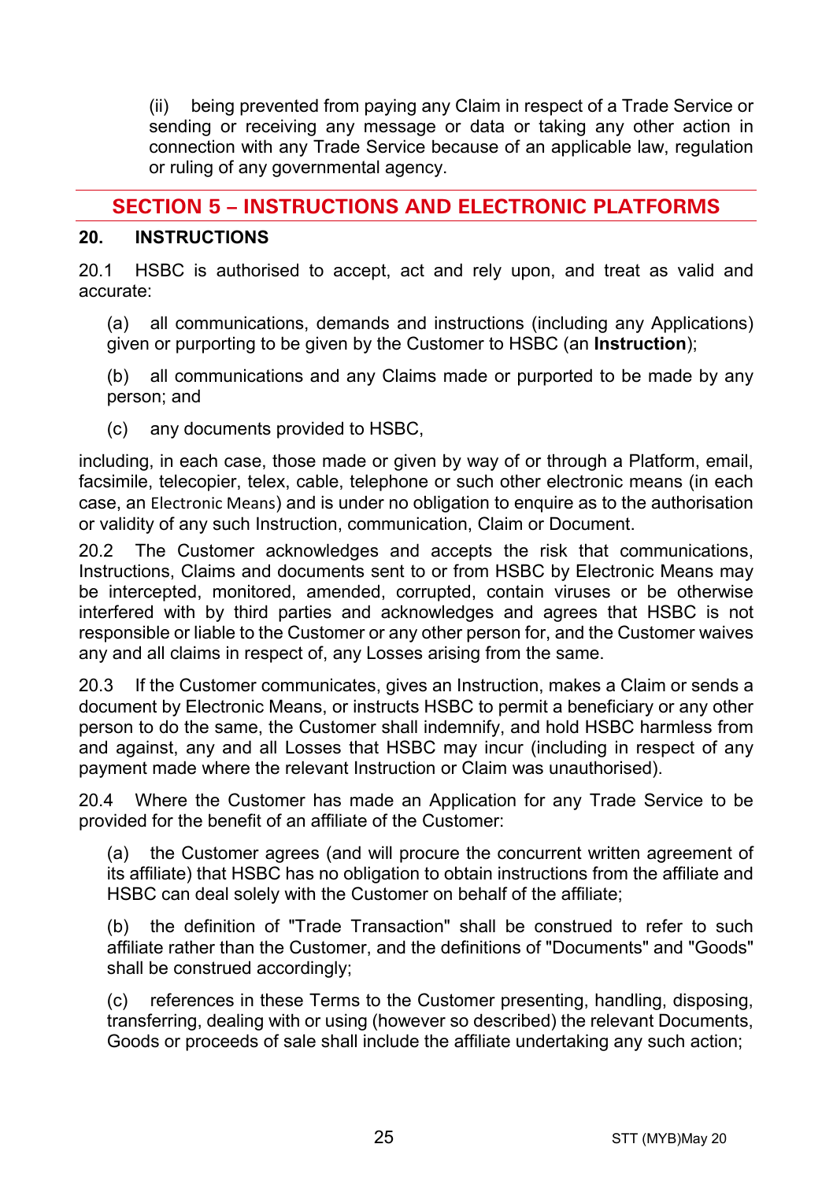(ii) being prevented from paying any Claim in respect of a Trade Service or sending or receiving any message or data or taking any other action in connection with any Trade Service because of an applicable law, regulation or ruling of any governmental agency.

## SECTION 5 – INSTRUCTIONS AND ELECTRONIC PLATFORMS

### 20. INSTRUCTIONS

20.1 HSBC is authorised to accept, act and rely upon, and treat as valid and accurate:

(a) all communications, demands and instructions (including any Applications) given or purporting to be given by the Customer to HSBC (an **Instruction**);

(b) all communications and any Claims made or purported to be made by any person; and

(c) any documents provided to HSBC,

including, in each case, those made or given by way of or through a Platform, email, facsimile, telecopier, telex, cable, telephone or such other electronic means (in each case, an Electronic Means) and is under no obligation to enquire as to the authorisation or validity of any such Instruction, communication, Claim or Document.

20.2 The Customer acknowledges and accepts the risk that communications, Instructions, Claims and documents sent to or from HSBC by Electronic Means may be intercepted, monitored, amended, corrupted, contain viruses or be otherwise interfered with by third parties and acknowledges and agrees that HSBC is not responsible or liable to the Customer or any other person for, and the Customer waives any and all claims in respect of, any Losses arising from the same.

20.3 If the Customer communicates, gives an Instruction, makes a Claim or sends a document by Electronic Means, or instructs HSBC to permit a beneficiary or any other person to do the same, the Customer shall indemnify, and hold HSBC harmless from and against, any and all Losses that HSBC may incur (including in respect of any payment made where the relevant Instruction or Claim was unauthorised).

20.4 Where the Customer has made an Application for any Trade Service to be provided for the benefit of an affiliate of the Customer:

(a) the Customer agrees (and will procure the concurrent written agreement of its affiliate) that HSBC has no obligation to obtain instructions from the affiliate and HSBC can deal solely with the Customer on behalf of the affiliate;

(b) the definition of "Trade Transaction" shall be construed to refer to such affiliate rather than the Customer, and the definitions of "Documents" and "Goods" shall be construed accordingly;

(c) references in these Terms to the Customer presenting, handling, disposing, transferring, dealing with or using (however so described) the relevant Documents, Goods or proceeds of sale shall include the affiliate undertaking any such action;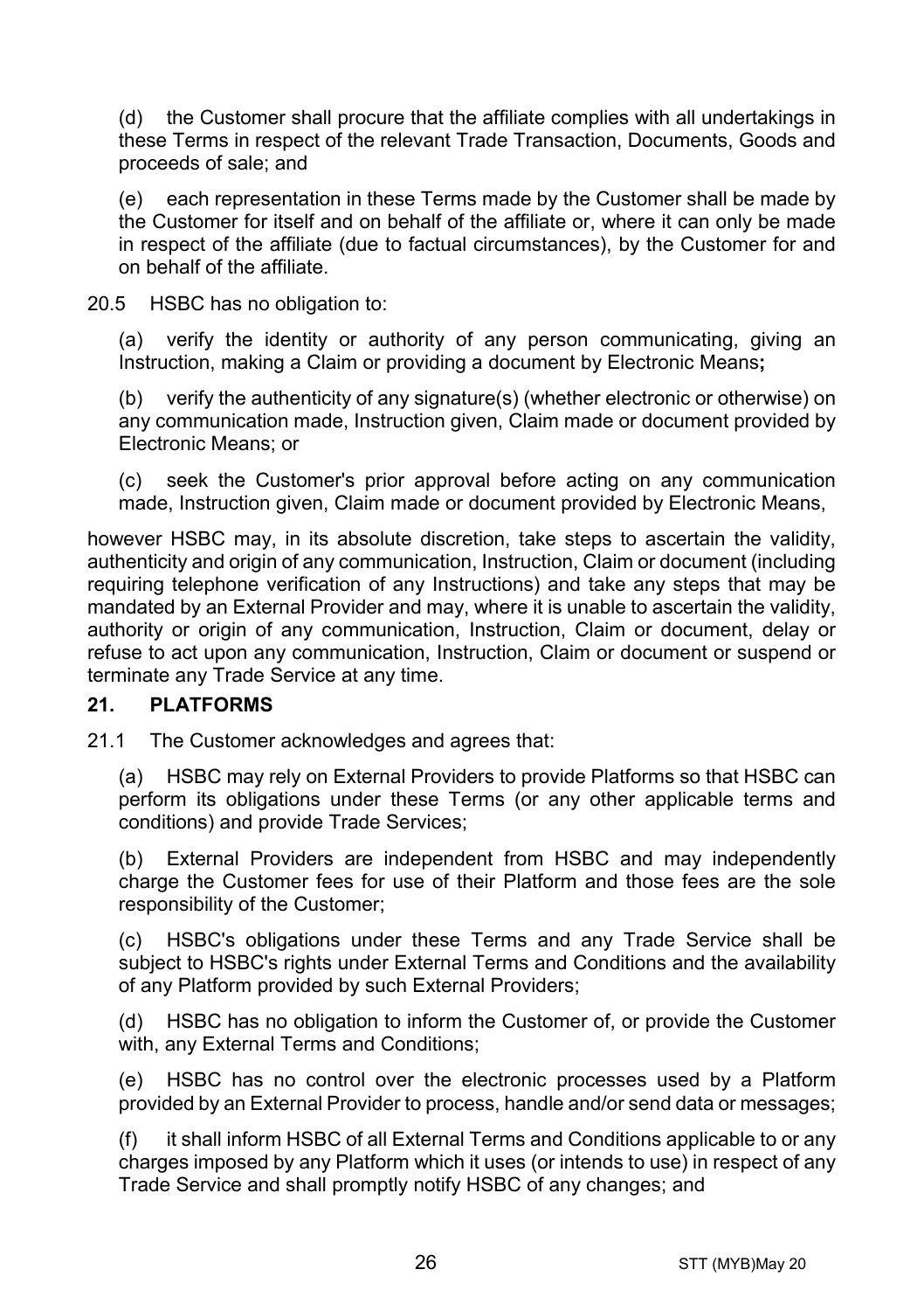(d) the Customer shall procure that the affiliate complies with all undertakings in these Terms in respect of the relevant Trade Transaction, Documents, Goods and proceeds of sale; and

(e) each representation in these Terms made by the Customer shall be made by the Customer for itself and on behalf of the affiliate or, where it can only be made in respect of the affiliate (due to factual circumstances), by the Customer for and on behalf of the affiliate.

20.5 HSBC has no obligation to:

(a) verify the identity or authority of any person communicating, giving an Instruction, making a Claim or providing a document by Electronic Means**;**

(b) verify the authenticity of any signature(s) (whether electronic or otherwise) on any communication made, Instruction given, Claim made or document provided by Electronic Means; or

(c) seek the Customer's prior approval before acting on any communication made, Instruction given, Claim made or document provided by Electronic Means,

however HSBC may, in its absolute discretion, take steps to ascertain the validity, authenticity and origin of any communication, Instruction, Claim or document (including requiring telephone verification of any Instructions) and take any steps that may be mandated by an External Provider and may, where it is unable to ascertain the validity, authority or origin of any communication, Instruction, Claim or document, delay or refuse to act upon any communication, Instruction, Claim or document or suspend or terminate any Trade Service at any time.

## 21. PLATFORMS

21.1 The Customer acknowledges and agrees that:

(a) HSBC may rely on External Providers to provide Platforms so that HSBC can perform its obligations under these Terms (or any other applicable terms and conditions) and provide Trade Services;

(b) External Providers are independent from HSBC and may independently charge the Customer fees for use of their Platform and those fees are the sole responsibility of the Customer;

(c) HSBC's obligations under these Terms and any Trade Service shall be subject to HSBC's rights under External Terms and Conditions and the availability of any Platform provided by such External Providers;

(d) HSBC has no obligation to inform the Customer of, or provide the Customer with, any External Terms and Conditions;

(e) HSBC has no control over the electronic processes used by a Platform provided by an External Provider to process, handle and/or send data or messages;

(f) it shall inform HSBC of all External Terms and Conditions applicable to or any charges imposed by any Platform which it uses (or intends to use) in respect of any Trade Service and shall promptly notify HSBC of any changes; and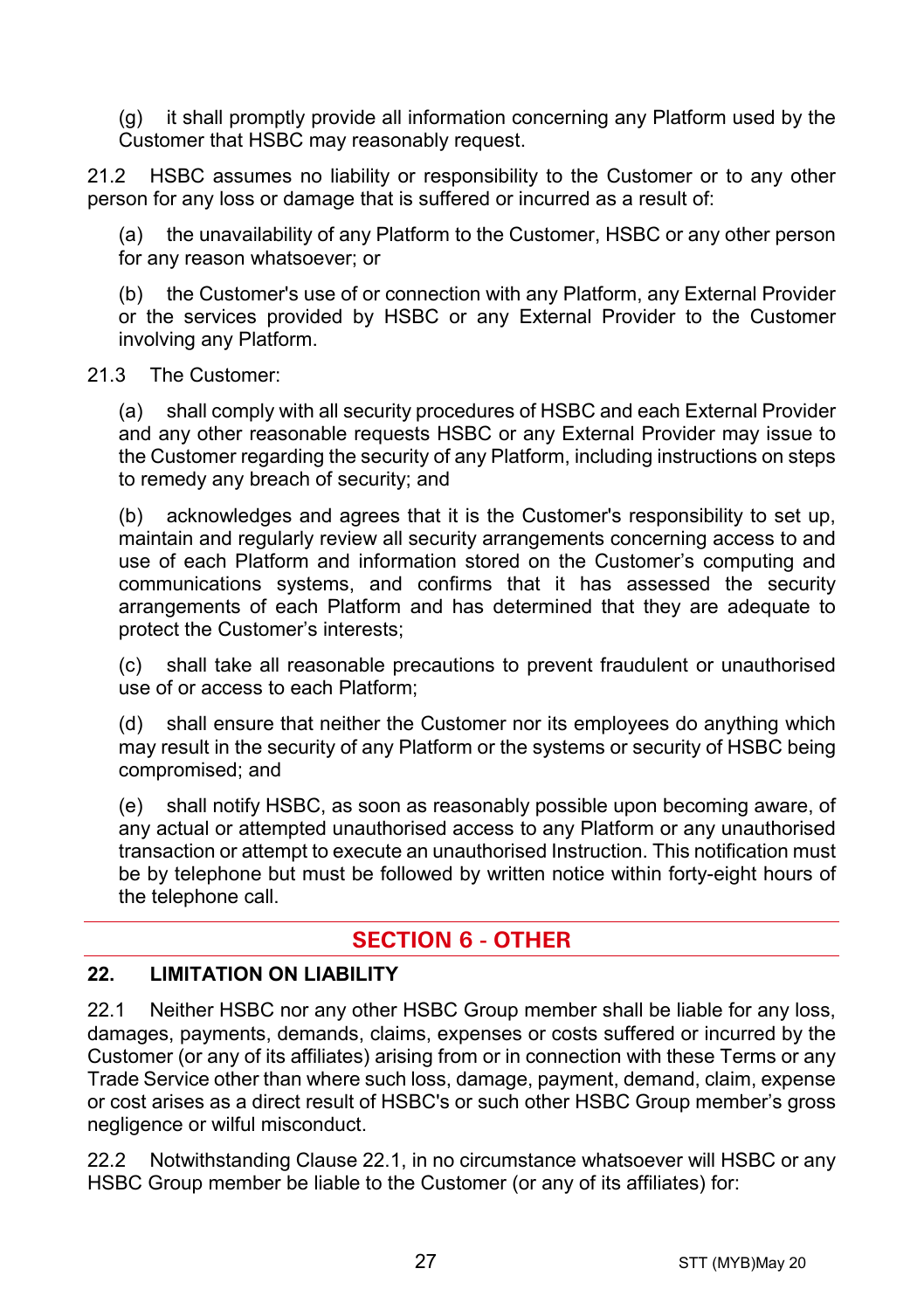(g) it shall promptly provide all information concerning any Platform used by the Customer that HSBC may reasonably request.

21.2 HSBC assumes no liability or responsibility to the Customer or to any other person for any loss or damage that is suffered or incurred as a result of:

(a) the unavailability of any Platform to the Customer, HSBC or any other person for any reason whatsoever; or

(b) the Customer's use of or connection with any Platform, any External Provider or the services provided by HSBC or any External Provider to the Customer involving any Platform.

21.3 The Customer:

(a) shall comply with all security procedures of HSBC and each External Provider and any other reasonable requests HSBC or any External Provider may issue to the Customer regarding the security of any Platform, including instructions on steps to remedy any breach of security; and

(b) acknowledges and agrees that it is the Customer's responsibility to set up, maintain and regularly review all security arrangements concerning access to and use of each Platform and information stored on the Customer's computing and communications systems, and confirms that it has assessed the security arrangements of each Platform and has determined that they are adequate to protect the Customer's interests;

(c) shall take all reasonable precautions to prevent fraudulent or unauthorised use of or access to each Platform;

(d) shall ensure that neither the Customer nor its employees do anything which may result in the security of any Platform or the systems or security of HSBC being compromised; and

(e) shall notify HSBC, as soon as reasonably possible upon becoming aware, of any actual or attempted unauthorised access to any Platform or any unauthorised transaction or attempt to execute an unauthorised Instruction. This notification must be by telephone but must be followed by written notice within forty-eight hours of the telephone call.

## SECTION 6 - OTHER

### 22. LIMITATION ON LIABILITY

22.1 Neither HSBC nor any other HSBC Group member shall be liable for any loss, damages, payments, demands, claims, expenses or costs suffered or incurred by the Customer (or any of its affiliates) arising from or in connection with these Terms or any Trade Service other than where such loss, damage, payment, demand, claim, expense or cost arises as a direct result of HSBC's or such other HSBC Group member's gross negligence or wilful misconduct.

22.2 Notwithstanding Clause 22.1, in no circumstance whatsoever will HSBC or any HSBC Group member be liable to the Customer (or any of its affiliates) for: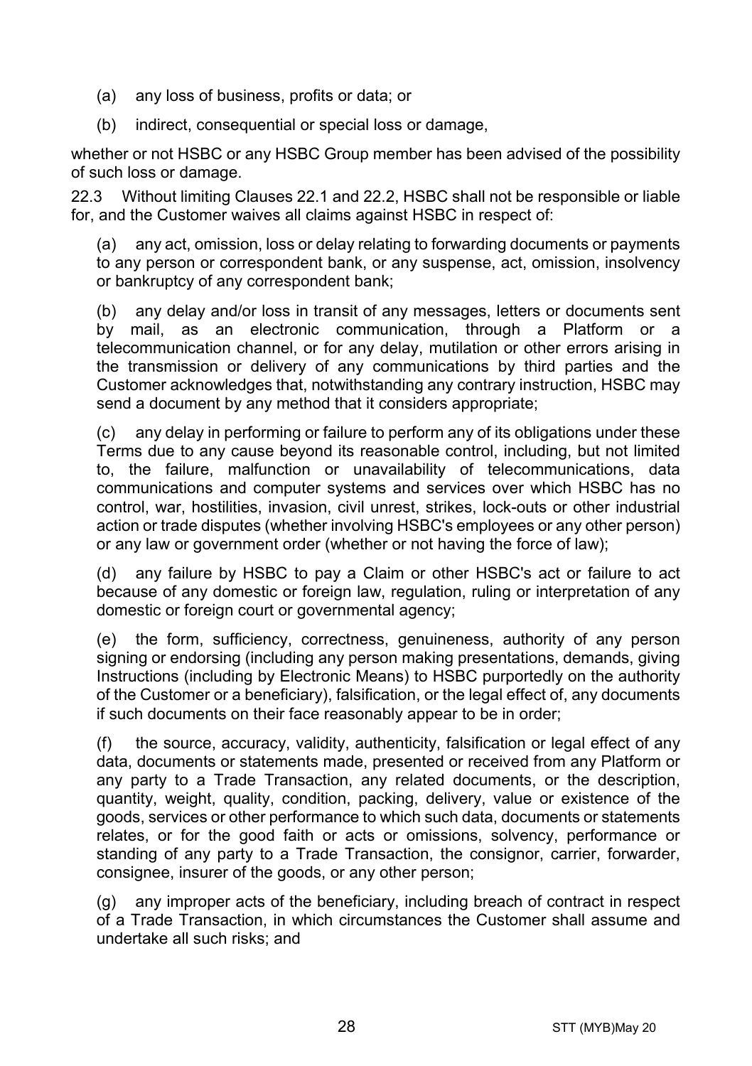(a) any loss of business, profits or data; or

(b) indirect, consequential or special loss or damage,

whether or not HSBC or any HSBC Group member has been advised of the possibility of such loss or damage.

22.3 Without limiting Clauses 22.1 and 22.2, HSBC shall not be responsible or liable for, and the Customer waives all claims against HSBC in respect of:

(a) any act, omission, loss or delay relating to forwarding documents or payments to any person or correspondent bank, or any suspense, act, omission, insolvency or bankruptcy of any correspondent bank;

(b) any delay and/or loss in transit of any messages, letters or documents sent by mail, as an electronic communication, through a Platform or a telecommunication channel, or for any delay, mutilation or other errors arising in the transmission or delivery of any communications by third parties and the Customer acknowledges that, notwithstanding any contrary instruction, HSBC may send a document by any method that it considers appropriate;

(c) any delay in performing or failure to perform any of its obligations under these Terms due to any cause beyond its reasonable control, including, but not limited to, the failure, malfunction or unavailability of telecommunications, data communications and computer systems and services over which HSBC has no control, war, hostilities, invasion, civil unrest, strikes, lock-outs or other industrial action or trade disputes (whether involving HSBC's employees or any other person) or any law or government order (whether or not having the force of law);

(d) any failure by HSBC to pay a Claim or other HSBC's act or failure to act because of any domestic or foreign law, regulation, ruling or interpretation of any domestic or foreign court or governmental agency;

(e) the form, sufficiency, correctness, genuineness, authority of any person signing or endorsing (including any person making presentations, demands, giving Instructions (including by Electronic Means) to HSBC purportedly on the authority of the Customer or a beneficiary), falsification, or the legal effect of, any documents if such documents on their face reasonably appear to be in order;

(f) the source, accuracy, validity, authenticity, falsification or legal effect of any data, documents or statements made, presented or received from any Platform or any party to a Trade Transaction, any related documents, or the description, quantity, weight, quality, condition, packing, delivery, value or existence of the goods, services or other performance to which such data, documents or statements relates, or for the good faith or acts or omissions, solvency, performance or standing of any party to a Trade Transaction, the consignor, carrier, forwarder, consignee, insurer of the goods, or any other person;

(g) any improper acts of the beneficiary, including breach of contract in respect of a Trade Transaction, in which circumstances the Customer shall assume and undertake all such risks; and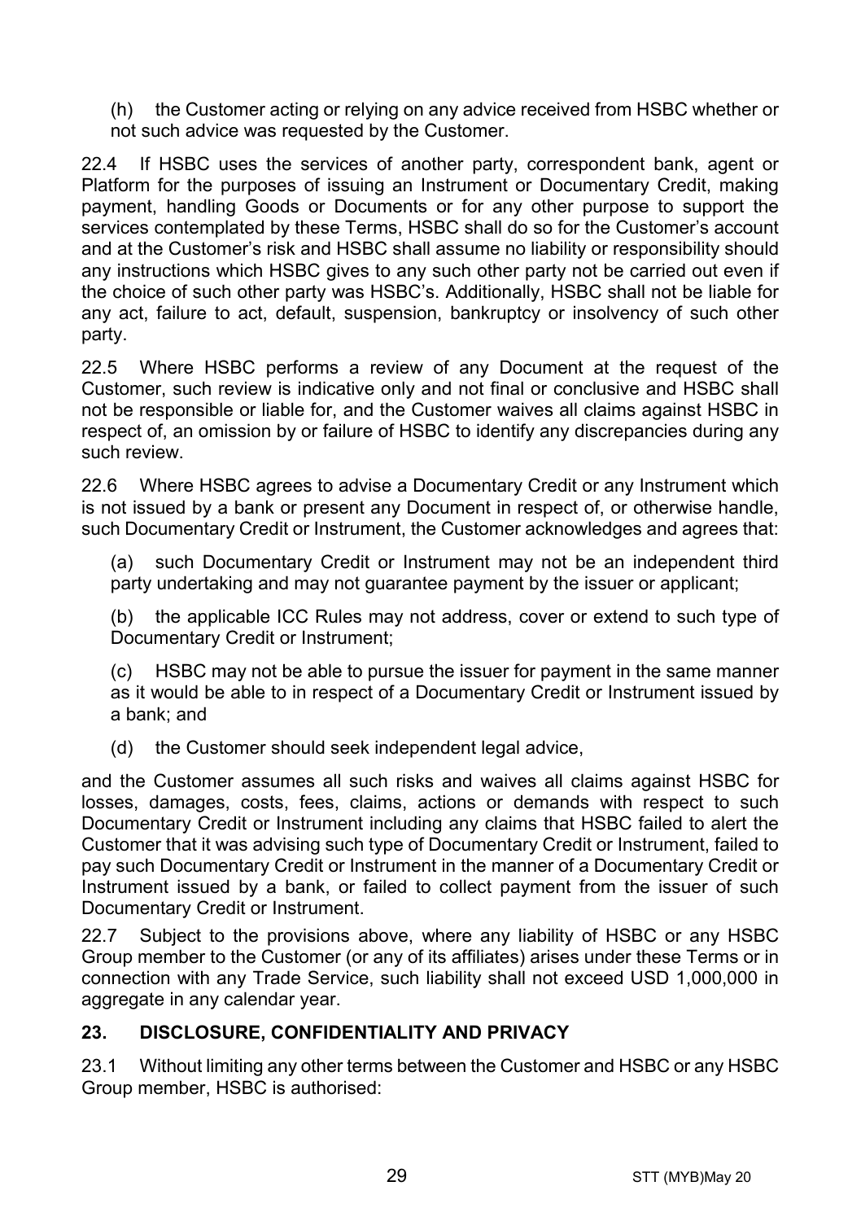(h) the Customer acting or relying on any advice received from HSBC whether or not such advice was requested by the Customer.

22.4 If HSBC uses the services of another party, correspondent bank, agent or Platform for the purposes of issuing an Instrument or Documentary Credit, making payment, handling Goods or Documents or for any other purpose to support the services contemplated by these Terms, HSBC shall do so for the Customer's account and at the Customer's risk and HSBC shall assume no liability or responsibility should any instructions which HSBC gives to any such other party not be carried out even if the choice of such other party was HSBC's. Additionally, HSBC shall not be liable for any act, failure to act, default, suspension, bankruptcy or insolvency of such other party.

22.5 Where HSBC performs a review of any Document at the request of the Customer, such review is indicative only and not final or conclusive and HSBC shall not be responsible or liable for, and the Customer waives all claims against HSBC in respect of, an omission by or failure of HSBC to identify any discrepancies during any such review.

22.6 Where HSBC agrees to advise a Documentary Credit or any Instrument which is not issued by a bank or present any Document in respect of, or otherwise handle, such Documentary Credit or Instrument, the Customer acknowledges and agrees that:

(a) such Documentary Credit or Instrument may not be an independent third party undertaking and may not guarantee payment by the issuer or applicant;

(b) the applicable ICC Rules may not address, cover or extend to such type of Documentary Credit or Instrument;

(c) HSBC may not be able to pursue the issuer for payment in the same manner as it would be able to in respect of a Documentary Credit or Instrument issued by a bank; and

(d) the Customer should seek independent legal advice,

and the Customer assumes all such risks and waives all claims against HSBC for losses, damages, costs, fees, claims, actions or demands with respect to such Documentary Credit or Instrument including any claims that HSBC failed to alert the Customer that it was advising such type of Documentary Credit or Instrument, failed to pay such Documentary Credit or Instrument in the manner of a Documentary Credit or Instrument issued by a bank, or failed to collect payment from the issuer of such Documentary Credit or Instrument.

22.7 Subject to the provisions above, where any liability of HSBC or any HSBC Group member to the Customer (or any of its affiliates) arises under these Terms or in connection with any Trade Service, such liability shall not exceed USD 1,000,000 in aggregate in any calendar year.

## 23. DISCLOSURE, CONFIDENTIALITY AND PRIVACY

23.1 Without limiting any other terms between the Customer and HSBC or any HSBC Group member, HSBC is authorised: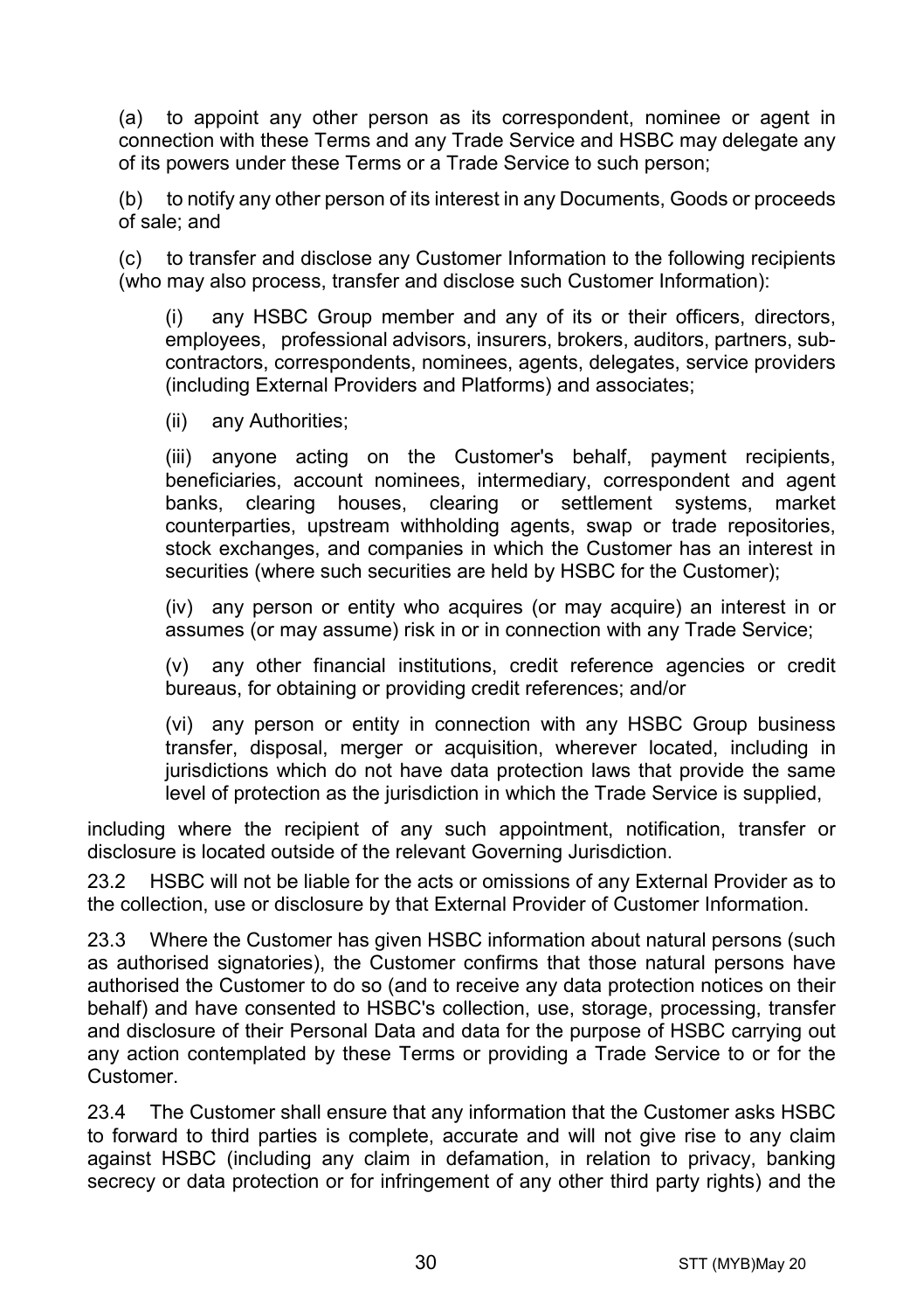(a) to appoint any other person as its correspondent, nominee or agent in connection with these Terms and any Trade Service and HSBC may delegate any of its powers under these Terms or a Trade Service to such person;

(b) to notify any other person of its interest in any Documents, Goods or proceeds of sale; and

(c) to transfer and disclose any Customer Information to the following recipients (who may also process, transfer and disclose such Customer Information):

(i) any HSBC Group member and any of its or their officers, directors, employees, professional advisors, insurers, brokers, auditors, partners, sub-contractors, correspondents, nominees, agents, delegates, service providers (including External Providers and Platforms) and associates;

(ii) any Authorities;

(iii) anyone acting on the Customer's behalf, payment recipients, beneficiaries, account nominees, intermediary, correspondent and agent banks, clearing houses, clearing or settlement systems, market counterparties, upstream withholding agents, swap or trade repositories, stock exchanges, and companies in which the Customer has an interest in securities (where such securities are held by HSBC for the Customer);

(iv) any person or entity who acquires (or may acquire) an interest in or assumes (or may assume) risk in or in connection with any Trade Service;

(v) any other financial institutions, credit reference agencies or credit bureaus, for obtaining or providing credit references; and/or

(vi) any person or entity in connection with any HSBC Group business transfer, disposal, merger or acquisition, wherever located, including in jurisdictions which do not have data protection laws that provide the same level of protection as the jurisdiction in which the Trade Service is supplied,

including where the recipient of any such appointment, notification, transfer or disclosure is located outside of the relevant Governing Jurisdiction.

23.2 HSBC will not be liable for the acts or omissions of any External Provider as to the collection, use or disclosure by that External Provider of Customer Information.

23.3 Where the Customer has given HSBC information about natural persons (such as authorised signatories), the Customer confirms that those natural persons have authorised the Customer to do so (and to receive any data protection notices on their behalf) and have consented to HSBC's collection, use, storage, processing, transfer and disclosure of their Personal Data and data for the purpose of HSBC carrying out any action contemplated by these Terms or providing a Trade Service to or for the Customer.

23.4 The Customer shall ensure that any information that the Customer asks HSBC to forward to third parties is complete, accurate and will not give rise to any claim against HSBC (including any claim in defamation, in relation to privacy, banking secrecy or data protection or for infringement of any other third party rights) and the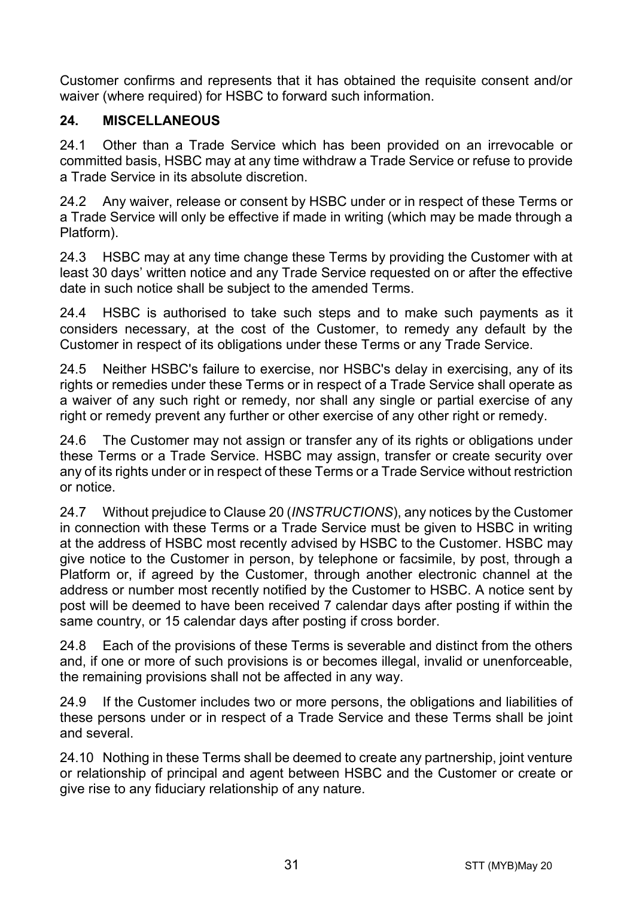Customer confirms and represents that it has obtained the requisite consent and/or waiver (where required) for HSBC to forward such information.

## 24. MISCELLANEOUS

24.1 Other than a Trade Service which has been provided on an irrevocable or committed basis, HSBC may at any time withdraw a Trade Service or refuse to provide a Trade Service in its absolute discretion.

24.2 Any waiver, release or consent by HSBC under or in respect of these Terms or a Trade Service will only be effective if made in writing (which may be made through a Platform).

24.3 HSBC may at any time change these Terms by providing the Customer with at least 30 days' written notice and any Trade Service requested on or after the effective date in such notice shall be subject to the amended Terms.

24.4 HSBC is authorised to take such steps and to make such payments as it considers necessary, at the cost of the Customer, to remedy any default by the Customer in respect of its obligations under these Terms or any Trade Service.

24.5 Neither HSBC's failure to exercise, nor HSBC's delay in exercising, any of its rights or remedies under these Terms or in respect of a Trade Service shall operate as a waiver of any such right or remedy, nor shall any single or partial exercise of any right or remedy prevent any further or other exercise of any other right or remedy.

24.6 The Customer may not assign or transfer any of its rights or obligations under these Terms or a Trade Service. HSBC may assign, transfer or create security over any of its rights under or in respect of these Terms or a Trade Service without restriction or notice.

24.7 Without prejudice to Clause 20 (*INSTRUCTIONS*), any notices by the Customer in connection with these Terms or a Trade Service must be given to HSBC in writing at the address of HSBC most recently advised by HSBC to the Customer. HSBC may give notice to the Customer in person, by telephone or facsimile, by post, through a Platform or, if agreed by the Customer, through another electronic channel at the address or number most recently notified by the Customer to HSBC. A notice sent by post will be deemed to have been received 7 calendar days after posting if within the same country, or 15 calendar days after posting if cross border.

24.8 Each of the provisions of these Terms is severable and distinct from the others and, if one or more of such provisions is or becomes illegal, invalid or unenforceable, the remaining provisions shall not be affected in any way.

24.9 If the Customer includes two or more persons, the obligations and liabilities of these persons under or in respect of a Trade Service and these Terms shall be joint and several.

24.10 Nothing in these Terms shall be deemed to create any partnership, joint venture or relationship of principal and agent between HSBC and the Customer or create or give rise to any fiduciary relationship of any nature.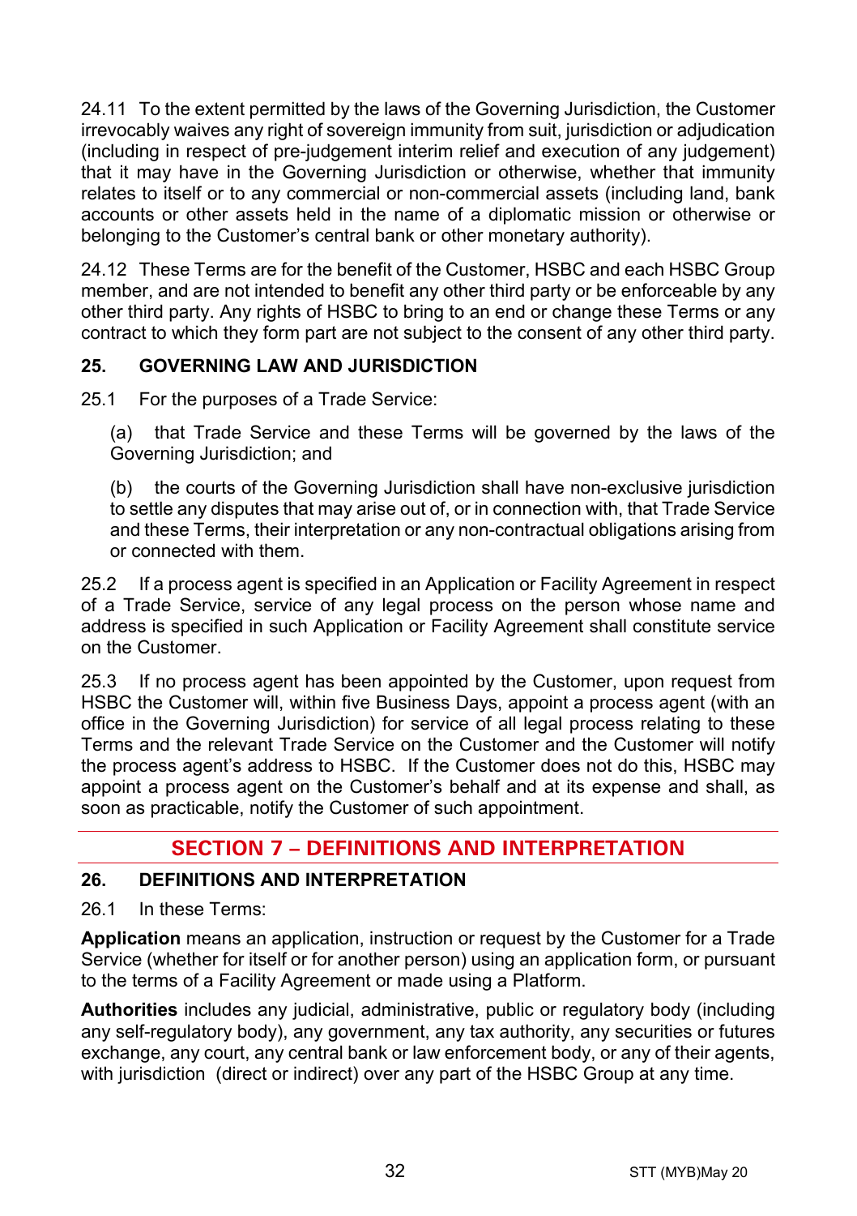24.11 To the extent permitted by the laws of the Governing Jurisdiction, the Customer irrevocably waives any right of sovereign immunity from suit, jurisdiction or adjudication (including in respect of pre-judgement interim relief and execution of any judgement) that it may have in the Governing Jurisdiction or otherwise, whether that immunity relates to itself or to any commercial or non-commercial assets (including land, bank accounts or other assets held in the name of a diplomatic mission or otherwise or belonging to the Customer's central bank or other monetary authority).

24.12 These Terms are for the benefit of the Customer, HSBC and each HSBC Group member, and are not intended to benefit any other third party or be enforceable by any other third party. Any rights of HSBC to bring to an end or change these Terms or any contract to which they form part are not subject to the consent of any other third party.

### 25. GOVERNING LAW AND JURISDICTION

25.1 For the purposes of a Trade Service:

(a) that Trade Service and these Terms will be governed by the laws of the Governing Jurisdiction; and

(b) the courts of the Governing Jurisdiction shall have non-exclusive jurisdiction to settle any disputes that may arise out of, or in connection with, that Trade Service and these Terms, their interpretation or any non-contractual obligations arising from or connected with them.

25.2 If a process agent is specified in an Application or Facility Agreement in respect of a Trade Service, service of any legal process on the person whose name and address is specified in such Application or Facility Agreement shall constitute service on the Customer.

25.3 If no process agent has been appointed by the Customer, upon request from HSBC the Customer will, within five Business Days, appoint a process agent (with an office in the Governing Jurisdiction) for service of all legal process relating to these Terms and the relevant Trade Service on the Customer and the Customer will notify the process agent's address to HSBC. If the Customer does not do this, HSBC may appoint a process agent on the Customer's behalf and at its expense and shall, as soon as practicable, notify the Customer of such appointment.

## SECTION 7 – DEFINITIONS AND INTERPRETATION

### 26. DEFINITIONS AND INTERPRETATION

26.1 In these Terms:

**Application** means an application, instruction or request by the Customer for a Trade Service (whether for itself or for another person) using an application form, or pursuant to the terms of a Facility Agreement or made using a Platform.

**Authorities** includes any judicial, administrative, public or regulatory body (including any self-regulatory body), any government, any tax authority, any securities or futures exchange, any court, any central bank or law enforcement body, or any of their agents, with jurisdiction (direct or indirect) over any part of the HSBC Group at any time.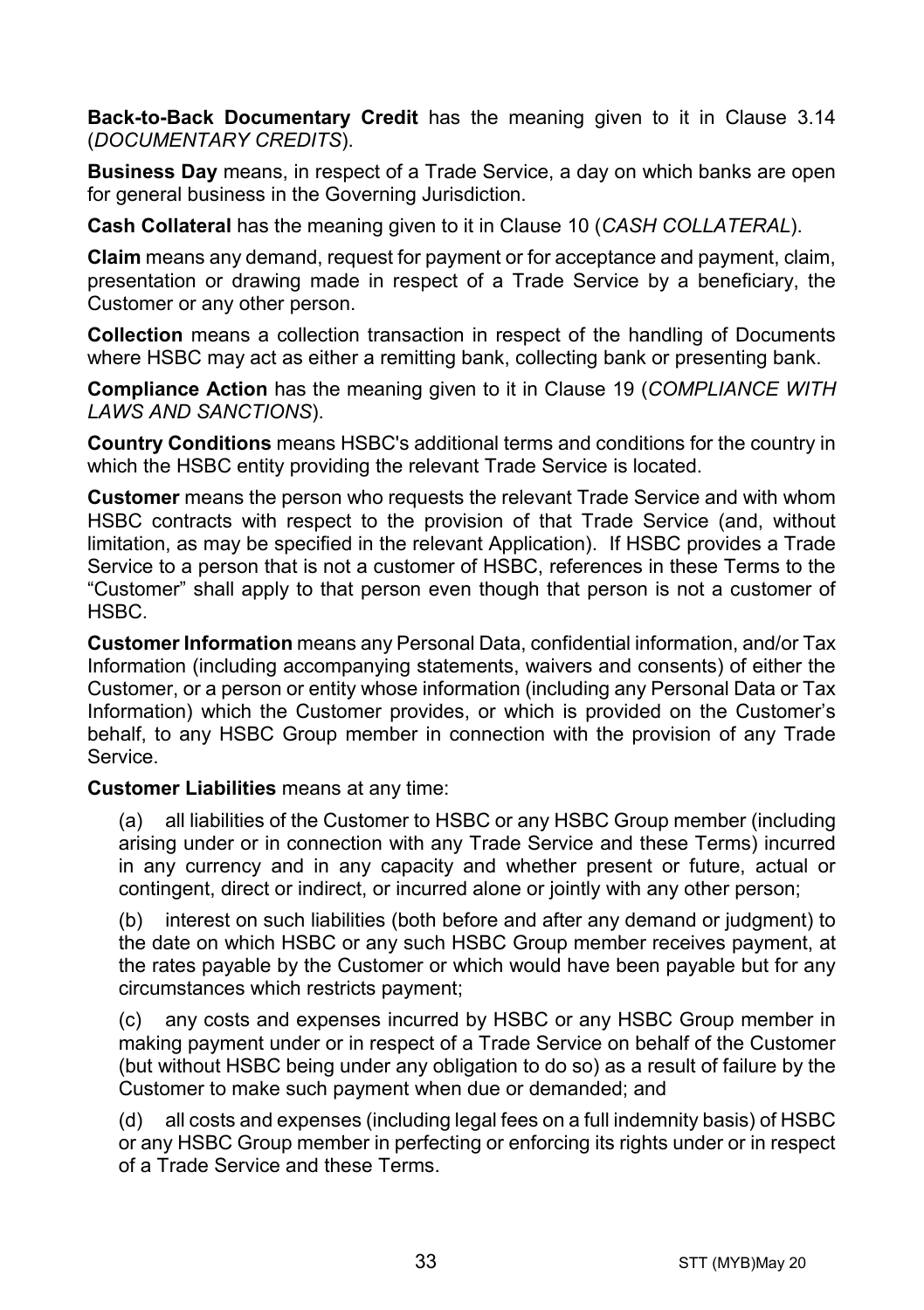**Back-to-Back Documentary Credit** has the meaning given to it in Clause 3.14 (*DOCUMENTARY CREDITS*).

**Business Day** means, in respect of a Trade Service, a day on which banks are open for general business in the Governing Jurisdiction.

**Cash Collateral** has the meaning given to it in Clause 10 (*CASH COLLATERAL*).

**Claim** means any demand, request for payment or for acceptance and payment, claim, presentation or drawing made in respect of a Trade Service by a beneficiary, the Customer or any other person.

**Collection** means a collection transaction in respect of the handling of Documents where HSBC may act as either a remitting bank, collecting bank or presenting bank.

**Compliance Action** has the meaning given to it in Clause 19 (*COMPLIANCE WITH LAWS AND SANCTIONS*).

**Country Conditions** means HSBC's additional terms and conditions for the country in which the HSBC entity providing the relevant Trade Service is located.

**Customer** means the person who requests the relevant Trade Service and with whom HSBC contracts with respect to the provision of that Trade Service (and, without limitation, as may be specified in the relevant Application). If HSBC provides a Trade Service to a person that is not a customer of HSBC, references in these Terms to the "Customer" shall apply to that person even though that person is not a customer of HSBC.

**Customer Information** means any Personal Data, confidential information, and/or Tax Information (including accompanying statements, waivers and consents) of either the Customer, or a person or entity whose information (including any Personal Data or Tax Information) which the Customer provides, or which is provided on the Customer's behalf, to any HSBC Group member in connection with the provision of any Trade Service.

**Customer Liabilities** means at any time:

(a) all liabilities of the Customer to HSBC or any HSBC Group member (including arising under or in connection with any Trade Service and these Terms) incurred in any currency and in any capacity and whether present or future, actual or contingent, direct or indirect, or incurred alone or jointly with any other person;

(b) interest on such liabilities (both before and after any demand or judgment) to the date on which HSBC or any such HSBC Group member receives payment, at the rates payable by the Customer or which would have been payable but for any circumstances which restricts payment;

(c) any costs and expenses incurred by HSBC or any HSBC Group member in making payment under or in respect of a Trade Service on behalf of the Customer (but without HSBC being under any obligation to do so) as a result of failure by the Customer to make such payment when due or demanded; and

(d) all costs and expenses (including legal fees on a full indemnity basis) of HSBC or any HSBC Group member in perfecting or enforcing its rights under or in respect of a Trade Service and these Terms.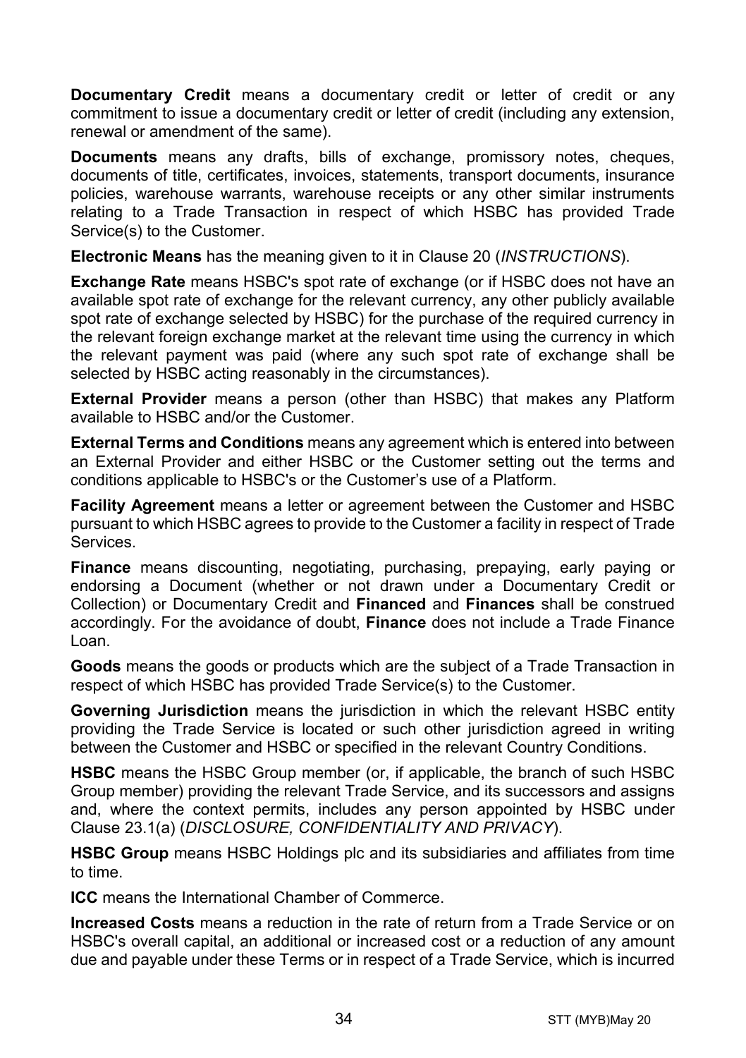**Documentary Credit** means a documentary credit or letter of credit or any commitment to issue a documentary credit or letter of credit (including any extension, renewal or amendment of the same).

**Documents** means any drafts, bills of exchange, promissory notes, cheques, documents of title, certificates, invoices, statements, transport documents, insurance policies, warehouse warrants, warehouse receipts or any other similar instruments relating to a Trade Transaction in respect of which HSBC has provided Trade Service(s) to the Customer.

**Electronic Means** has the meaning given to it in Clause 20 (*INSTRUCTIONS*).

**Exchange Rate** means HSBC's spot rate of exchange (or if HSBC does not have an available spot rate of exchange for the relevant currency, any other publicly available spot rate of exchange selected by HSBC) for the purchase of the required currency in the relevant foreign exchange market at the relevant time using the currency in which the relevant payment was paid (where any such spot rate of exchange shall be selected by HSBC acting reasonably in the circumstances).

**External Provider** means a person (other than HSBC) that makes any Platform available to HSBC and/or the Customer.

**External Terms and Conditions** means any agreement which is entered into between an External Provider and either HSBC or the Customer setting out the terms and conditions applicable to HSBC's or the Customer's use of a Platform.

**Facility Agreement** means a letter or agreement between the Customer and HSBC pursuant to which HSBC agrees to provide to the Customer a facility in respect of Trade Services.

**Finance** means discounting, negotiating, purchasing, prepaying, early paying or endorsing a Document (whether or not drawn under a Documentary Credit or Collection) or Documentary Credit and **Financed** and **Finances** shall be construed accordingly. For the avoidance of doubt, **Finance** does not include a Trade Finance Loan.

**Goods** means the goods or products which are the subject of a Trade Transaction in respect of which HSBC has provided Trade Service(s) to the Customer.

**Governing Jurisdiction** means the jurisdiction in which the relevant HSBC entity providing the Trade Service is located or such other jurisdiction agreed in writing between the Customer and HSBC or specified in the relevant Country Conditions.

**HSBC** means the HSBC Group member (or, if applicable, the branch of such HSBC Group member) providing the relevant Trade Service, and its successors and assigns and, where the context permits, includes any person appointed by HSBC under Clause 23.1(a) (*DISCLOSURE, CONFIDENTIALITY AND PRIVACY*).

**HSBC Group** means HSBC Holdings plc and its subsidiaries and affiliates from time to time.

**ICC** means the International Chamber of Commerce.

**Increased Costs** means a reduction in the rate of return from a Trade Service or on HSBC's overall capital, an additional or increased cost or a reduction of any amount due and payable under these Terms or in respect of a Trade Service, which is incurred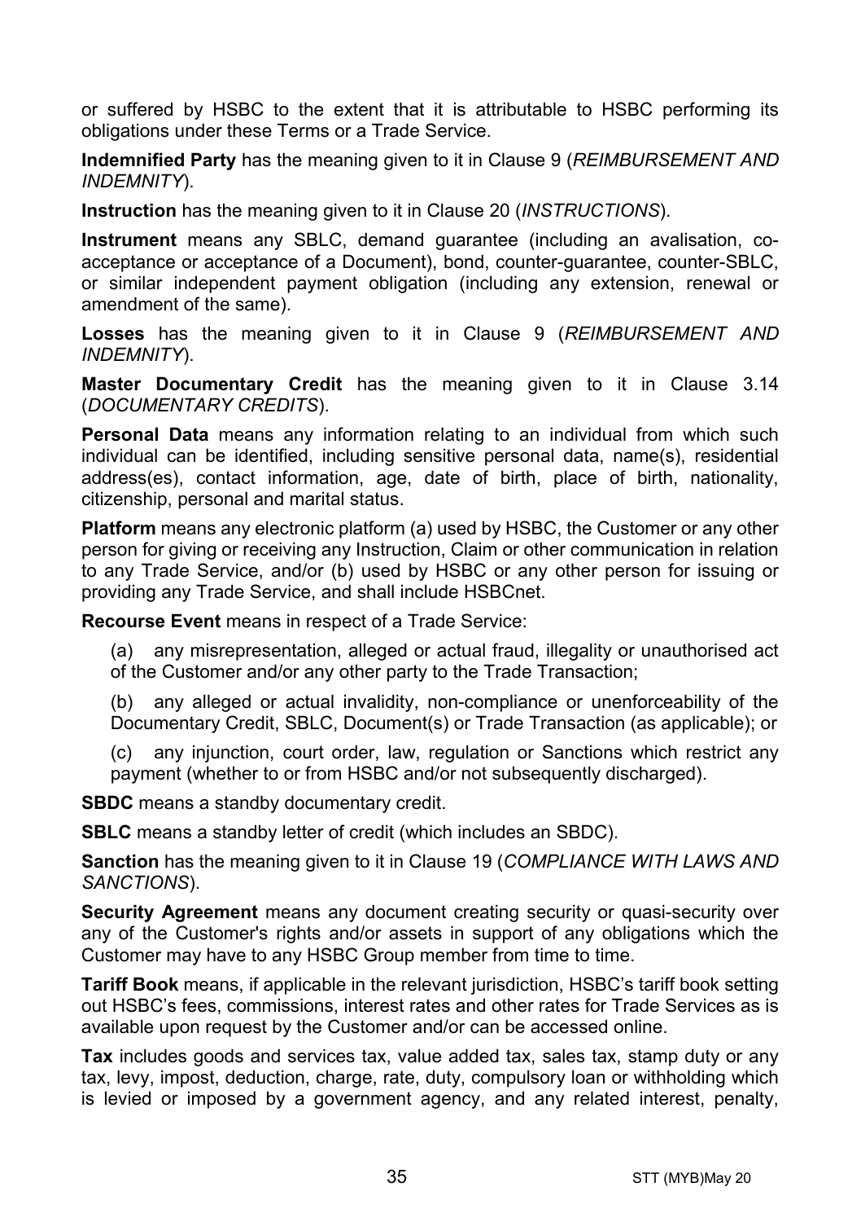or suffered by HSBC to the extent that it is attributable to HSBC performing its obligations under these Terms or a Trade Service.

**Indemnified Party** has the meaning given to it in Clause 9 (*REIMBURSEMENT AND INDEMNITY*).

**Instruction** has the meaning given to it in Clause 20 (*INSTRUCTIONS*).

**Instrument** means any SBLC, demand guarantee (including an avalisation, co-acceptance or acceptance of a Document), bond, counter-guarantee, counter-SBLC, or similar independent payment obligation (including any extension, renewal or amendment of the same).

**Losses** has the meaning given to it in Clause 9 (*REIMBURSEMENT AND INDEMNITY*).

**Master Documentary Credit** has the meaning given to it in Clause 3.14 (*DOCUMENTARY CREDITS*).

**Personal Data** means any information relating to an individual from which such individual can be identified, including sensitive personal data, name(s), residential address(es), contact information, age, date of birth, place of birth, nationality, citizenship, personal and marital status.

**Platform** means any electronic platform (a) used by HSBC, the Customer or any other person for giving or receiving any Instruction, Claim or other communication in relation to any Trade Service, and/or (b) used by HSBC or any other person for issuing or providing any Trade Service, and shall include HSBCnet.

**Recourse Event** means in respect of a Trade Service:

(a) any misrepresentation, alleged or actual fraud, illegality or unauthorised act of the Customer and/or any other party to the Trade Transaction;

(b) any alleged or actual invalidity, non-compliance or unenforceability of the Documentary Credit, SBLC, Document(s) or Trade Transaction (as applicable); or

(c) any injunction, court order, law, regulation or Sanctions which restrict any payment (whether to or from HSBC and/or not subsequently discharged).

**SBDC** means a standby documentary credit.

**SBLC** means a standby letter of credit (which includes an SBDC).

**Sanction** has the meaning given to it in Clause 19 (*COMPLIANCE WITH LAWS AND SANCTIONS*).

**Security Agreement** means any document creating security or quasi-security over any of the Customer's rights and/or assets in support of any obligations which the Customer may have to any HSBC Group member from time to time.

**Tariff Book** means, if applicable in the relevant jurisdiction, HSBC's tariff book setting out HSBC's fees, commissions, interest rates and other rates for Trade Services as is available upon request by the Customer and/or can be accessed online.

**Tax** includes goods and services tax, value added tax, sales tax, stamp duty or any tax, levy, impost, deduction, charge, rate, duty, compulsory loan or withholding which is levied or imposed by a government agency, and any related interest, penalty,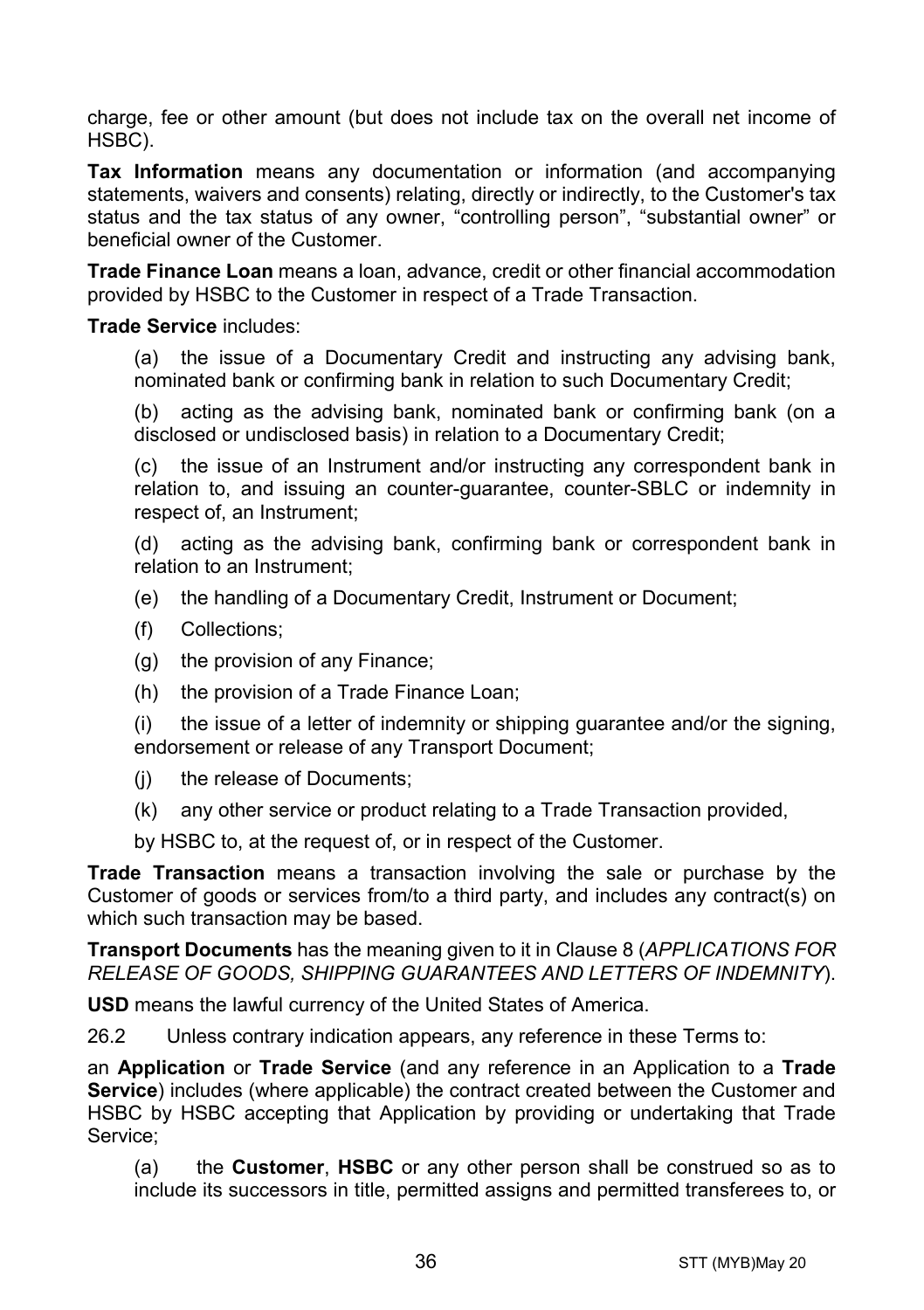charge, fee or other amount (but does not include tax on the overall net income of HSBC).

**Tax Information** means any documentation or information (and accompanying statements, waivers and consents) relating, directly or indirectly, to the Customer's tax status and the tax status of any owner, "controlling person", "substantial owner" or beneficial owner of the Customer.

**Trade Finance Loan** means a loan, advance, credit or other financial accommodation provided by HSBC to the Customer in respect of a Trade Transaction.

**Trade Service** includes:

(a) the issue of a Documentary Credit and instructing any advising bank, nominated bank or confirming bank in relation to such Documentary Credit;

(b) acting as the advising bank, nominated bank or confirming bank (on a disclosed or undisclosed basis) in relation to a Documentary Credit;

(c) the issue of an Instrument and/or instructing any correspondent bank in relation to, and issuing an counter-guarantee, counter-SBLC or indemnity in respect of, an Instrument;

(d) acting as the advising bank, confirming bank or correspondent bank in relation to an Instrument;

(e) the handling of a Documentary Credit, Instrument or Document;

(f) Collections;

(g) the provision of any Finance;

(h) the provision of a Trade Finance Loan;

(i) the issue of a letter of indemnity or shipping guarantee and/or the signing, endorsement or release of any Transport Document;

(j) the release of Documents;

(k) any other service or product relating to a Trade Transaction provided,

by HSBC to, at the request of, or in respect of the Customer.

**Trade Transaction** means a transaction involving the sale or purchase by the Customer of goods or services from/to a third party, and includes any contract(s) on which such transaction may be based.

**Transport Documents** has the meaning given to it in Clause 8 (*APPLICATIONS FOR RELEASE OF GOODS, SHIPPING GUARANTEES AND LETTERS OF INDEMNITY*).

**USD** means the lawful currency of the United States of America.

26.2 Unless contrary indication appears, any reference in these Terms to:

an **Application** or **Trade Service** (and any reference in an Application to a **Trade Service**) includes (where applicable) the contract created between the Customer and HSBC by HSBC accepting that Application by providing or undertaking that Trade Service;

(a) the **Customer**, **HSBC** or any other person shall be construed so as to include its successors in title, permitted assigns and permitted transferees to, or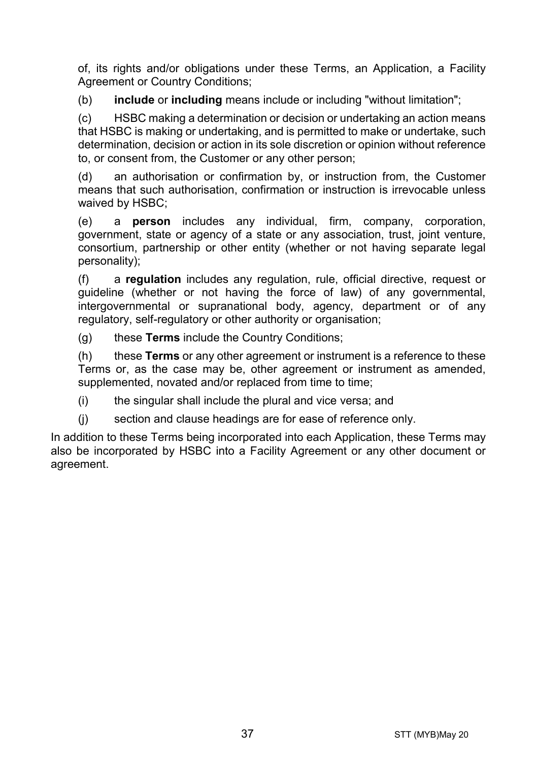of, its rights and/or obligations under these Terms, an Application, a Facility Agreement or Country Conditions;

(b) **include** or **including** means include or including "without limitation";

(c) HSBC making a determination or decision or undertaking an action means that HSBC is making or undertaking, and is permitted to make or undertake, such determination, decision or action in its sole discretion or opinion without reference to, or consent from, the Customer or any other person;

(d) an authorisation or confirmation by, or instruction from, the Customer means that such authorisation, confirmation or instruction is irrevocable unless waived by HSBC;

(e) a **person** includes any individual, firm, company, corporation, government, state or agency of a state or any association, trust, joint venture, consortium, partnership or other entity (whether or not having separate legal personality);

(f) a **regulation** includes any regulation, rule, official directive, request or guideline (whether or not having the force of law) of any governmental, intergovernmental or supranational body, agency, department or of any regulatory, self-regulatory or other authority or organisation;

(g) these **Terms** include the Country Conditions;

(h) these **Terms** or any other agreement or instrument is a reference to these Terms or, as the case may be, other agreement or instrument as amended, supplemented, novated and/or replaced from time to time;

(i) the singular shall include the plural and vice versa; and

(j) section and clause headings are for ease of reference only.

In addition to these Terms being incorporated into each Application, these Terms may also be incorporated by HSBC into a Facility Agreement or any other document or agreement.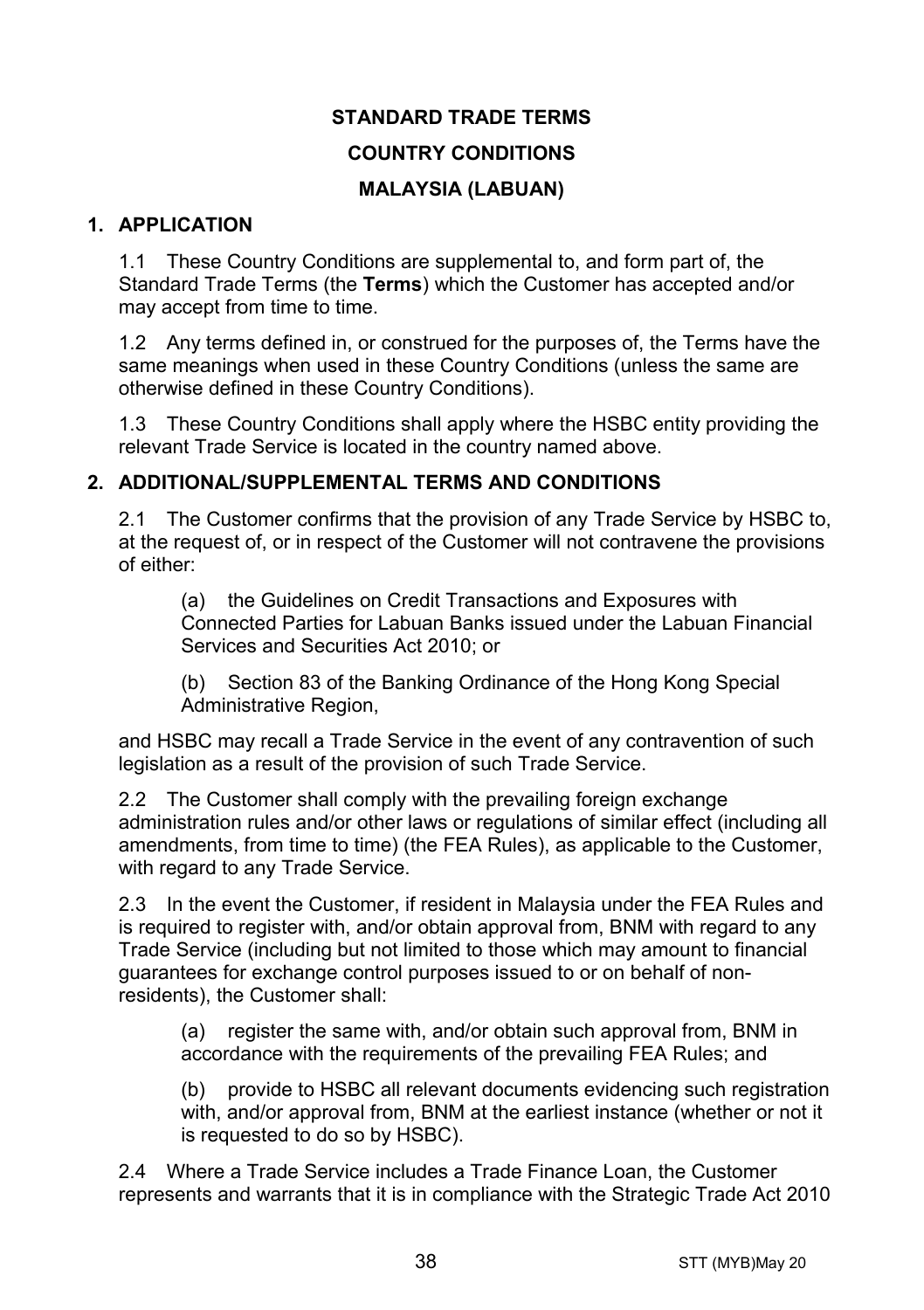**STANDARD TRADE TERMS**

**COUNTRY CONDITIONS**

**MALAYSIA (LABUAN)**

## 1. APPLICATION

1.1 These Country Conditions are supplemental to, and form part of, the Standard Trade Terms (the **Terms**) which the Customer has accepted and/or may accept from time to time.

1.2 Any terms defined in, or construed for the purposes of, the Terms have the same meanings when used in these Country Conditions (unless the same are otherwise defined in these Country Conditions).

1.3 These Country Conditions shall apply where the HSBC entity providing the relevant Trade Service is located in the country named above.

## 2. ADDITIONAL/SUPPLEMENTAL TERMS AND CONDITIONS

2.1 The Customer confirms that the provision of any Trade Service by HSBC to, at the request of, or in respect of the Customer will not contravene the provisions of either:

(a) the Guidelines on Credit Transactions and Exposures with Connected Parties for Labuan Banks issued under the Labuan Financial Services and Securities Act 2010; or

(b) Section 83 of the Banking Ordinance of the Hong Kong Special Administrative Region,

and HSBC may recall a Trade Service in the event of any contravention of such legislation as a result of the provision of such Trade Service.

2.2 The Customer shall comply with the prevailing foreign exchange administration rules and/or other laws or regulations of similar effect (including all amendments, from time to time) (the FEA Rules), as applicable to the Customer, with regard to any Trade Service.

2.3 In the event the Customer, if resident in Malaysia under the FEA Rules and is required to register with, and/or obtain approval from, BNM with regard to any Trade Service (including but not limited to those which may amount to financial guarantees for exchange control purposes issued to or on behalf of non-residents), the Customer shall:

(a) register the same with, and/or obtain such approval from, BNM in accordance with the requirements of the prevailing FEA Rules; and

(b) provide to HSBC all relevant documents evidencing such registration with, and/or approval from, BNM at the earliest instance (whether or not it is requested to do so by HSBC).

2.4 Where a Trade Service includes a Trade Finance Loan, the Customer represents and warrants that it is in compliance with the Strategic Trade Act 2010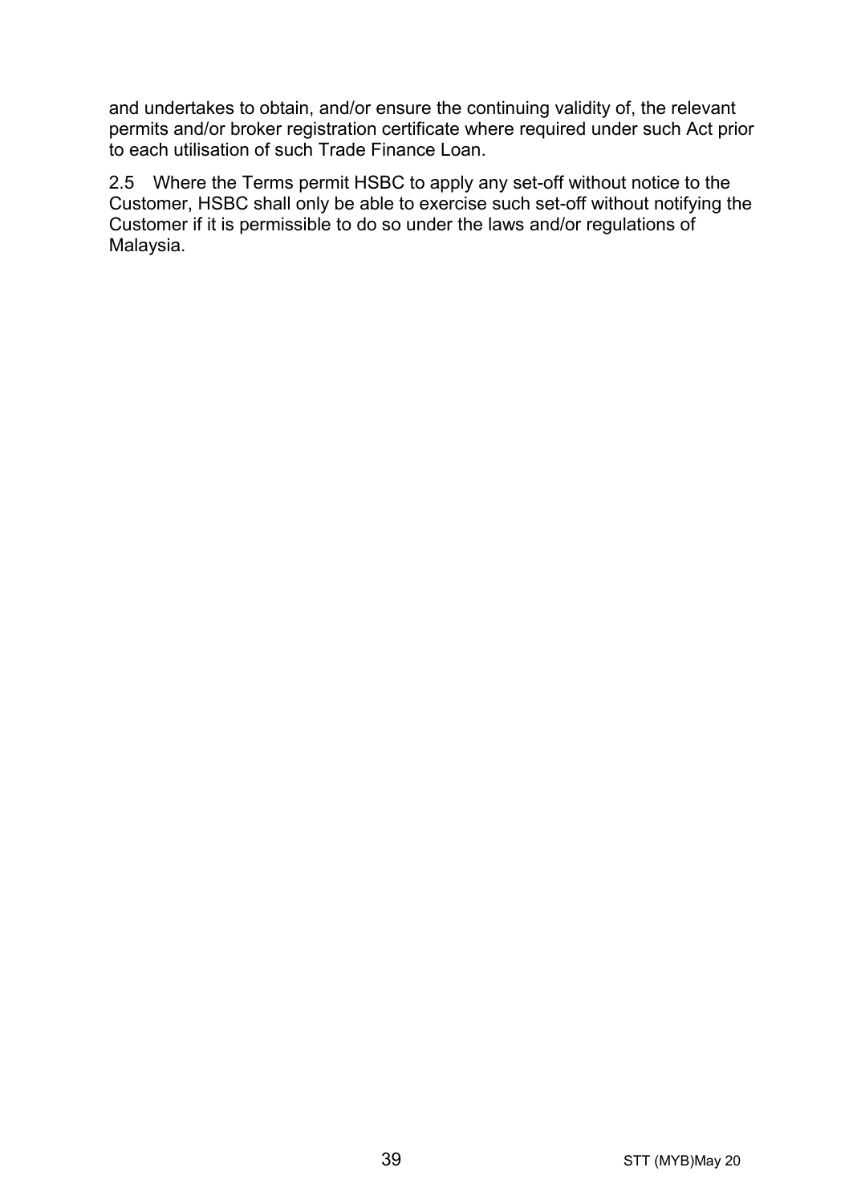and undertakes to obtain, and/or ensure the continuing validity of, the relevant permits and/or broker registration certificate where required under such Act prior to each utilisation of such Trade Finance Loan.

2.5 Where the Terms permit HSBC to apply any set-off without notice to the Customer, HSBC shall only be able to exercise such set-off without notifying the Customer if it is permissible to do so under the laws and/or regulations of Malaysia.